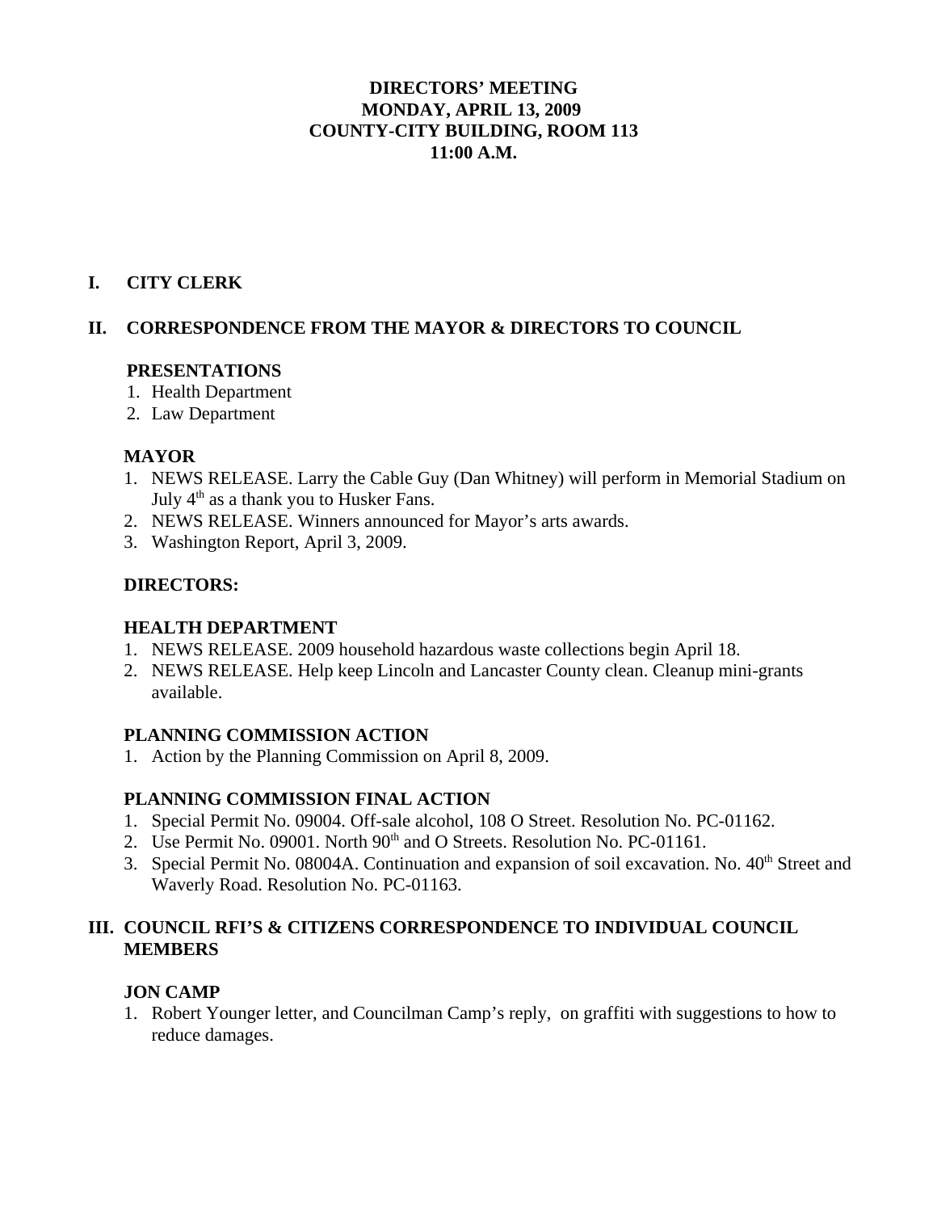# DIRECTORS' MEETING
# MONDAY, APRIL 13, 2009
# COUNTY-CITY BUILDING, ROOM 113
# 11:00 A.M.

## I. CITY CLERK

## II. CORRESPONDENCE FROM THE MAYOR & DIRECTORS TO COUNCIL

### PRESENTATIONS

1. Health Department
2. Law Department

### MAYOR

1. NEWS RELEASE. Larry the Cable Guy (Dan Whitney) will perform in Memorial Stadium on July 4th as a thank you to Husker Fans.
2. NEWS RELEASE. Winners announced for Mayor's arts awards.
3. Washington Report, April 3, 2009.

### DIRECTORS:

### HEALTH DEPARTMENT

1. NEWS RELEASE. 2009 household hazardous waste collections begin April 18.
2. NEWS RELEASE. Help keep Lincoln and Lancaster County clean. Cleanup mini-grants available.

### PLANNING COMMISSION ACTION

1. Action by the Planning Commission on April 8, 2009.

### PLANNING COMMISSION FINAL ACTION

1. Special Permit No. 09004. Off-sale alcohol, 108 O Street. Resolution No. PC-01162.
2. Use Permit No. 09001. North 90th and O Streets. Resolution No. PC-01161.
3. Special Permit No. 08004A. Continuation and expansion of soil excavation. No. 40th Street and Waverly Road. Resolution No. PC-01163.

## III. COUNCIL RFI'S & CITIZENS CORRESPONDENCE TO INDIVIDUAL COUNCIL MEMBERS

### JON CAMP

1. Robert Younger letter, and Councilman Camp's reply, on graffiti with suggestions to how to reduce damages.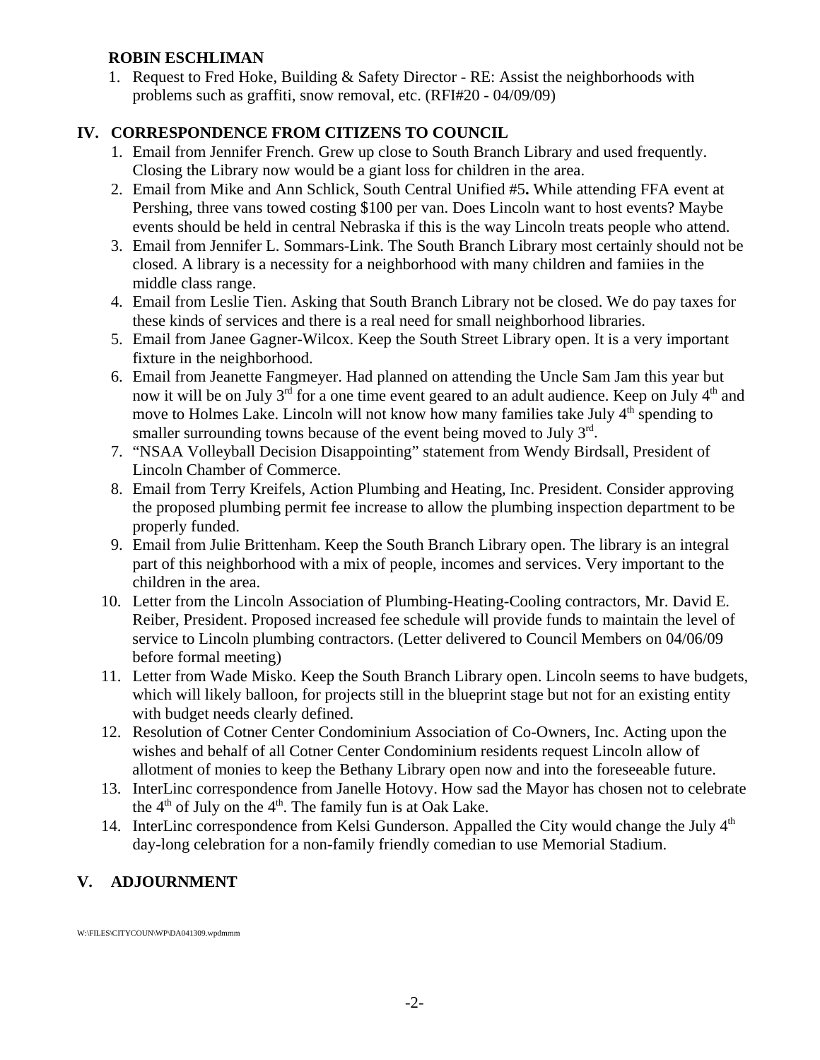**ROBIN ESCHLIMAN**

1. Request to Fred Hoke, Building & Safety Director - RE: Assist the neighborhoods with problems such as graffiti, snow removal, etc. (RFI#20 - 04/09/09)

## IV. CORRESPONDENCE FROM CITIZENS TO COUNCIL

1. Email from Jennifer French. Grew up close to South Branch Library and used frequently. Closing the Library now would be a giant loss for children in the area.
2. Email from Mike and Ann Schlick, South Central Unified #5**.** While attending FFA event at Pershing, three vans towed costing $100 per van. Does Lincoln want to host events? Maybe events should be held in central Nebraska if this is the way Lincoln treats people who attend.
3. Email from Jennifer L. Sommars-Link. The South Branch Library most certainly should not be closed. A library is a necessity for a neighborhood with many children and famiies in the middle class range.
4. Email from Leslie Tien. Asking that South Branch Library not be closed. We do pay taxes for these kinds of services and there is a real need for small neighborhood libraries.
5. Email from Janee Gagner-Wilcox. Keep the South Street Library open. It is a very important fixture in the neighborhood.
6. Email from Jeanette Fangmeyer. Had planned on attending the Uncle Sam Jam this year but now it will be on July 3rd for a one time event geared to an adult audience. Keep on July 4th and move to Holmes Lake. Lincoln will not know how many families take July 4th spending to smaller surrounding towns because of the event being moved to July 3rd.
7. "NSAA Volleyball Decision Disappointing" statement from Wendy Birdsall, President of Lincoln Chamber of Commerce.
8. Email from Terry Kreifels, Action Plumbing and Heating, Inc. President. Consider approving the proposed plumbing permit fee increase to allow the plumbing inspection department to be properly funded.
9. Email from Julie Brittenham. Keep the South Branch Library open. The library is an integral part of this neighborhood with a mix of people, incomes and services. Very important to the children in the area.
10. Letter from the Lincoln Association of Plumbing-Heating-Cooling contractors, Mr. David E. Reiber, President. Proposed increased fee schedule will provide funds to maintain the level of service to Lincoln plumbing contractors. (Letter delivered to Council Members on 04/06/09 before formal meeting)
11. Letter from Wade Misko. Keep the South Branch Library open. Lincoln seems to have budgets, which will likely balloon, for projects still in the blueprint stage but not for an existing entity with budget needs clearly defined.
12. Resolution of Cotner Center Condominium Association of Co-Owners, Inc. Acting upon the wishes and behalf of all Cotner Center Condominium residents request Lincoln allow of allotment of monies to keep the Bethany Library open now and into the foreseeable future.
13. InterLinc correspondence from Janelle Hotovy. How sad the Mayor has chosen not to celebrate the 4th of July on the 4th. The family fun is at Oak Lake.
14. InterLinc correspondence from Kelsi Gunderson. Appalled the City would change the July 4th day-long celebration for a non-family friendly comedian to use Memorial Stadium.

## V. ADJOURNMENT

W:\FILES\CITYCOUN\WP\DA041309.wpdmmm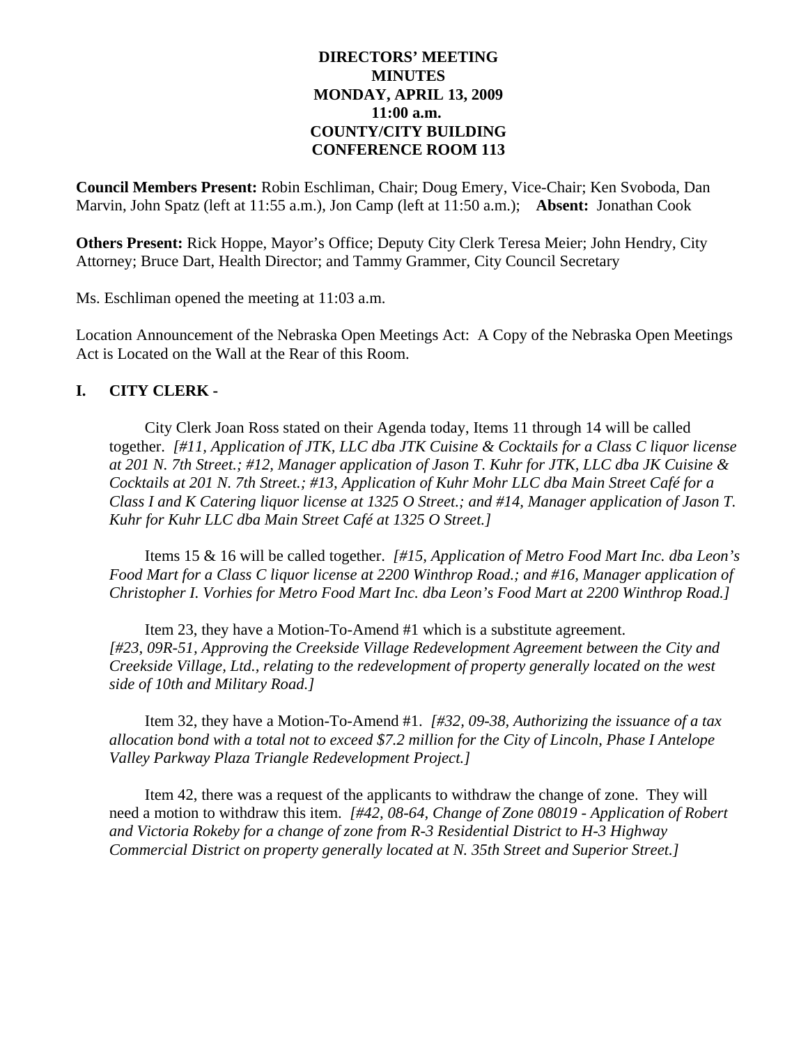**DIRECTORS' MEETING**
**MINUTES**
**MONDAY, APRIL 13, 2009**
**11:00 a.m.**
**COUNTY/CITY BUILDING**
**CONFERENCE ROOM 113**

**Council Members Present:** Robin Eschliman, Chair; Doug Emery, Vice-Chair; Ken Svoboda, Dan Marvin, John Spatz (left at 11:55 a.m.), Jon Camp (left at 11:50 a.m.); **Absent:** Jonathan Cook

**Others Present:** Rick Hoppe, Mayor's Office; Deputy City Clerk Teresa Meier; John Hendry, City Attorney; Bruce Dart, Health Director; and Tammy Grammer, City Council Secretary

Ms. Eschliman opened the meeting at 11:03 a.m.

Location Announcement of the Nebraska Open Meetings Act: A Copy of the Nebraska Open Meetings Act is Located on the Wall at the Rear of this Room.

## I. CITY CLERK -

City Clerk Joan Ross stated on their Agenda today, Items 11 through 14 will be called together. *[#11, Application of JTK, LLC dba JTK Cuisine & Cocktails for a Class C liquor license at 201 N. 7th Street.; #12, Manager application of Jason T. Kuhr for JTK, LLC dba JK Cuisine & Cocktails at 201 N. 7th Street.; #13, Application of Kuhr Mohr LLC dba Main Street Café for a Class I and K Catering liquor license at 1325 O Street.; and #14, Manager application of Jason T. Kuhr for Kuhr LLC dba Main Street Café at 1325 O Street.]*

Items 15 & 16 will be called together. *[#15, Application of Metro Food Mart Inc. dba Leon's Food Mart for a Class C liquor license at 2200 Winthrop Road.; and #16, Manager application of Christopher I. Vorhies for Metro Food Mart Inc. dba Leon's Food Mart at 2200 Winthrop Road.]*

Item 23, they have a Motion-To-Amend #1 which is a substitute agreement. *[#23, 09R-51, Approving the Creekside Village Redevelopment Agreement between the City and Creekside Village, Ltd., relating to the redevelopment of property generally located on the west side of 10th and Military Road.]*

Item 32, they have a Motion-To-Amend #1. *[#32, 09-38, Authorizing the issuance of a tax allocation bond with a total not to exceed $7.2 million for the City of Lincoln, Phase I Antelope Valley Parkway Plaza Triangle Redevelopment Project.]*

Item 42, there was a request of the applicants to withdraw the change of zone. They will need a motion to withdraw this item. *[#42, 08-64, Change of Zone 08019 - Application of Robert and Victoria Rokeby for a change of zone from R-3 Residential District to H-3 Highway Commercial District on property generally located at N. 35th Street and Superior Street.]*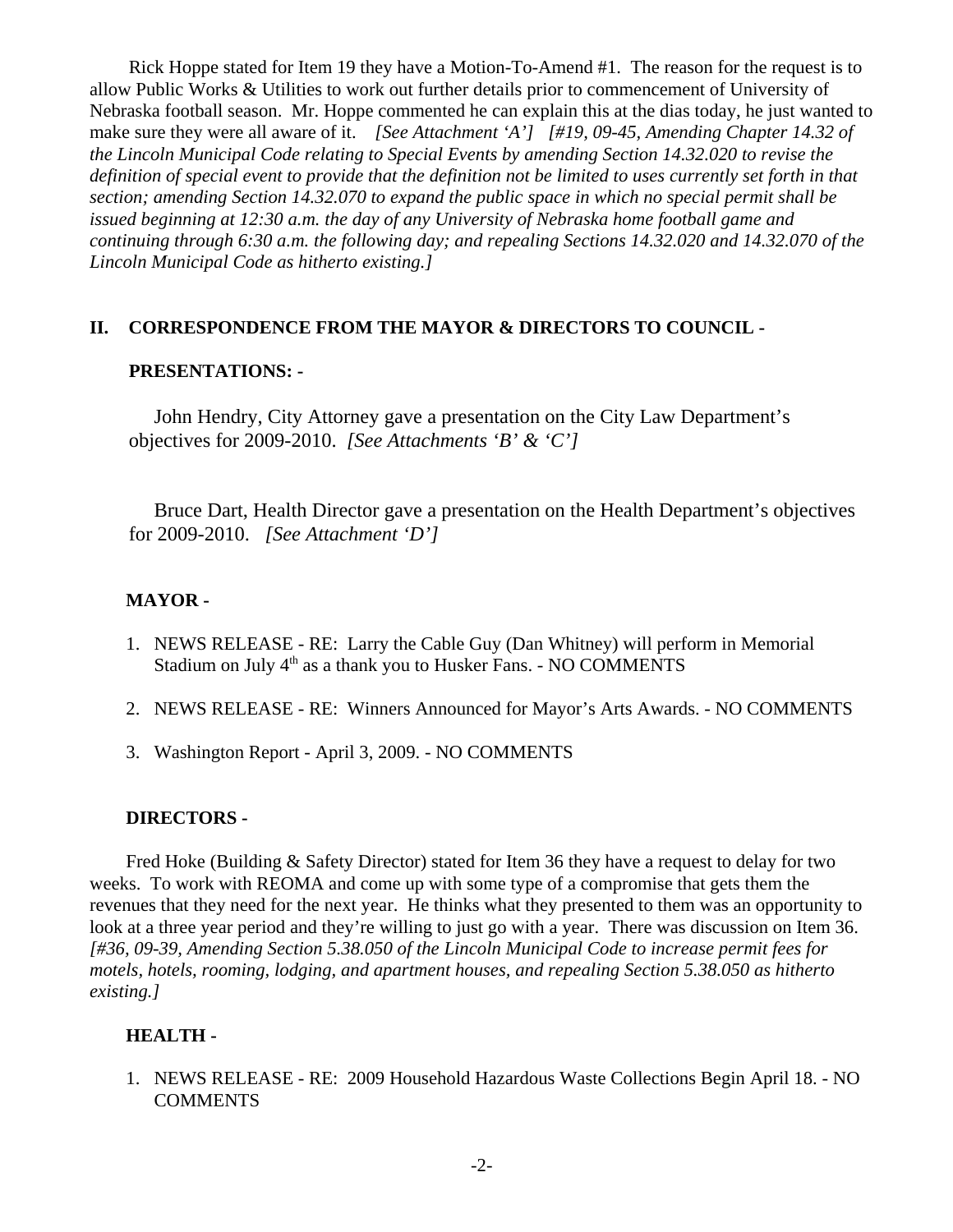Rick Hoppe stated for Item 19 they have a Motion-To-Amend #1. The reason for the request is to allow Public Works & Utilities to work out further details prior to commencement of University of Nebraska football season. Mr. Hoppe commented he can explain this at the dias today, he just wanted to make sure they were all aware of it. *[See Attachment 'A'] [#19, 09-45, Amending Chapter 14.32 of the Lincoln Municipal Code relating to Special Events by amending Section 14.32.020 to revise the definition of special event to provide that the definition not be limited to uses currently set forth in that section; amending Section 14.32.070 to expand the public space in which no special permit shall be issued beginning at 12:30 a.m. the day of any University of Nebraska home football game and continuing through 6:30 a.m. the following day; and repealing Sections 14.32.020 and 14.32.070 of the Lincoln Municipal Code as hitherto existing.]*

## II. CORRESPONDENCE FROM THE MAYOR & DIRECTORS TO COUNCIL -

### PRESENTATIONS: -

John Hendry, City Attorney gave a presentation on the City Law Department's objectives for 2009-2010. *[See Attachments 'B' & 'C']*

Bruce Dart, Health Director gave a presentation on the Health Department's objectives for 2009-2010. *[See Attachment 'D']*

### MAYOR -

1. NEWS RELEASE - RE: Larry the Cable Guy (Dan Whitney) will perform in Memorial Stadium on July 4th as a thank you to Husker Fans. - NO COMMENTS
2. NEWS RELEASE - RE: Winners Announced for Mayor's Arts Awards. - NO COMMENTS
3. Washington Report - April 3, 2009. - NO COMMENTS

### DIRECTORS -

Fred Hoke (Building & Safety Director) stated for Item 36 they have a request to delay for two weeks. To work with REOMA and come up with some type of a compromise that gets them the revenues that they need for the next year. He thinks what they presented to them was an opportunity to look at a three year period and they're willing to just go with a year. There was discussion on Item 36. *[#36, 09-39, Amending Section 5.38.050 of the Lincoln Municipal Code to increase permit fees for motels, hotels, rooming, lodging, and apartment houses, and repealing Section 5.38.050 as hitherto existing.]*

### HEALTH -

1. NEWS RELEASE - RE: 2009 Household Hazardous Waste Collections Begin April 18. - NO COMMENTS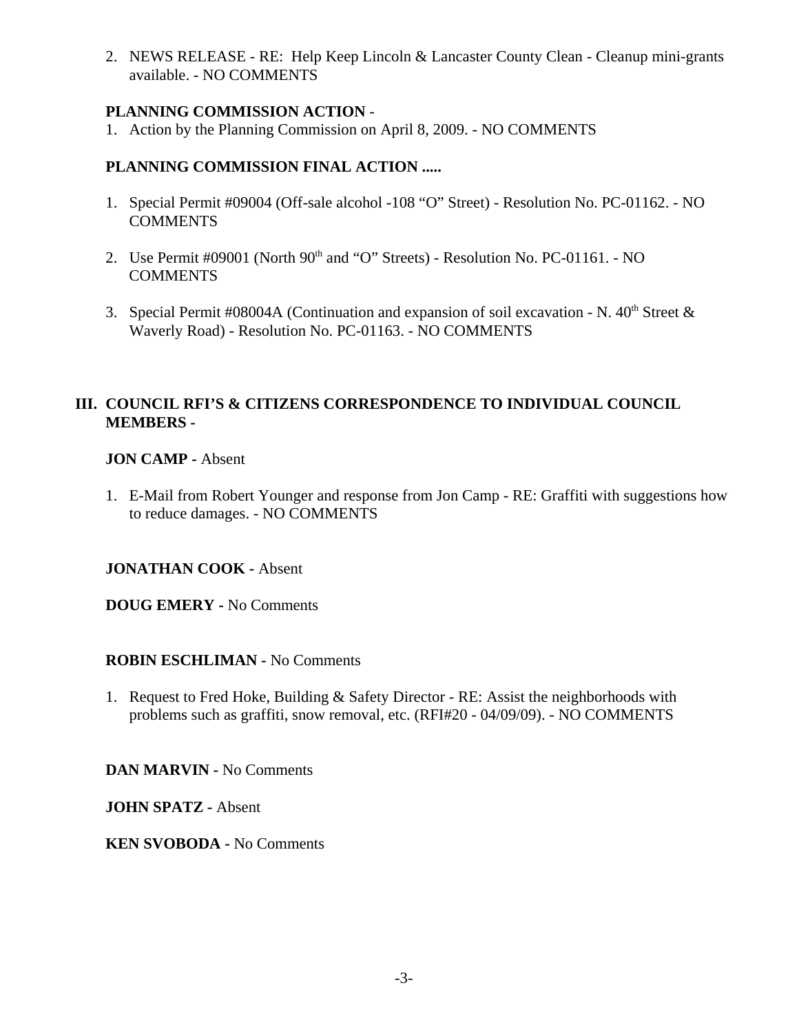2. NEWS RELEASE - RE: Help Keep Lincoln & Lancaster County Clean - Cleanup mini-grants available. - NO COMMENTS

**PLANNING COMMISSION ACTION** -

1. Action by the Planning Commission on April 8, 2009. - NO COMMENTS

**PLANNING COMMISSION FINAL ACTION .....**

1. Special Permit #09004 (Off-sale alcohol -108 "O" Street) - Resolution No. PC-01162. - NO COMMENTS

2. Use Permit #09001 (North 90th and "O" Streets) - Resolution No. PC-01161. - NO COMMENTS

3. Special Permit #08004A (Continuation and expansion of soil excavation - N. 40th Street & Waverly Road) - Resolution No. PC-01163. - NO COMMENTS

## III. COUNCIL RFI'S & CITIZENS CORRESPONDENCE TO INDIVIDUAL COUNCIL MEMBERS -

**JON CAMP -** Absent

1. E-Mail from Robert Younger and response from Jon Camp - RE: Graffiti with suggestions how to reduce damages. - NO COMMENTS

**JONATHAN COOK -** Absent

**DOUG EMERY -** No Comments

**ROBIN ESCHLIMAN -** No Comments

1. Request to Fred Hoke, Building & Safety Director - RE: Assist the neighborhoods with problems such as graffiti, snow removal, etc. (RFI#20 - 04/09/09). - NO COMMENTS

**DAN MARVIN -** No Comments

**JOHN SPATZ -** Absent

**KEN SVOBODA -** No Comments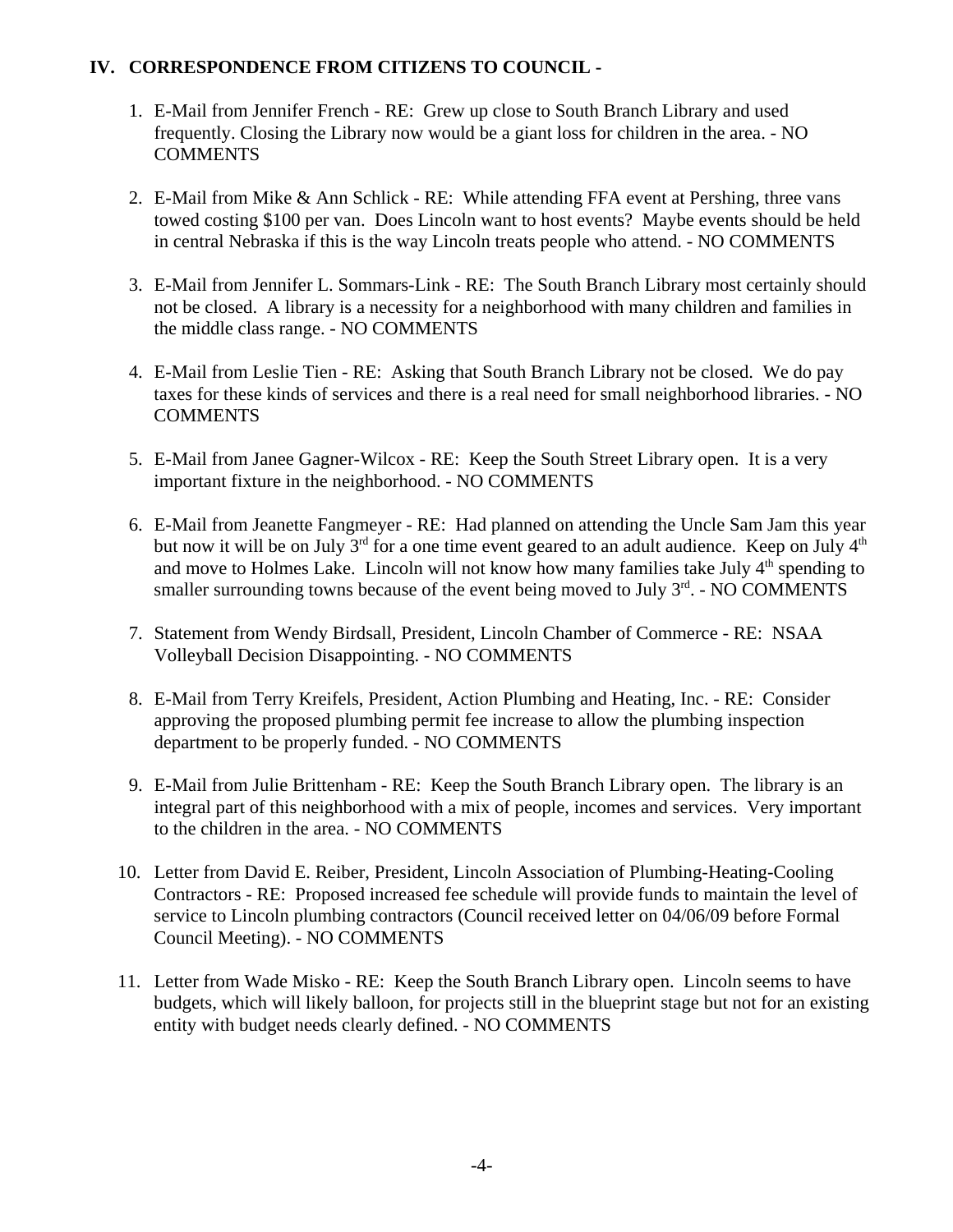## IV. CORRESPONDENCE FROM CITIZENS TO COUNCIL -

1. E-Mail from Jennifer French - RE: Grew up close to South Branch Library and used frequently. Closing the Library now would be a giant loss for children in the area. - NO COMMENTS

2. E-Mail from Mike & Ann Schlick - RE: While attending FFA event at Pershing, three vans towed costing $100 per van. Does Lincoln want to host events? Maybe events should be held in central Nebraska if this is the way Lincoln treats people who attend. - NO COMMENTS

3. E-Mail from Jennifer L. Sommars-Link - RE: The South Branch Library most certainly should not be closed. A library is a necessity for a neighborhood with many children and families in the middle class range. - NO COMMENTS

4. E-Mail from Leslie Tien - RE: Asking that South Branch Library not be closed. We do pay taxes for these kinds of services and there is a real need for small neighborhood libraries. - NO COMMENTS

5. E-Mail from Janee Gagner-Wilcox - RE: Keep the South Street Library open. It is a very important fixture in the neighborhood. - NO COMMENTS

6. E-Mail from Jeanette Fangmeyer - RE: Had planned on attending the Uncle Sam Jam this year but now it will be on July 3rd for a one time event geared to an adult audience. Keep on July 4th and move to Holmes Lake. Lincoln will not know how many families take July 4th spending to smaller surrounding towns because of the event being moved to July 3rd. - NO COMMENTS

7. Statement from Wendy Birdsall, President, Lincoln Chamber of Commerce - RE: NSAA Volleyball Decision Disappointing. - NO COMMENTS

8. E-Mail from Terry Kreifels, President, Action Plumbing and Heating, Inc. - RE: Consider approving the proposed plumbing permit fee increase to allow the plumbing inspection department to be properly funded. - NO COMMENTS

9. E-Mail from Julie Brittenham - RE: Keep the South Branch Library open. The library is an integral part of this neighborhood with a mix of people, incomes and services. Very important to the children in the area. - NO COMMENTS

10. Letter from David E. Reiber, President, Lincoln Association of Plumbing-Heating-Cooling Contractors - RE: Proposed increased fee schedule will provide funds to maintain the level of service to Lincoln plumbing contractors (Council received letter on 04/06/09 before Formal Council Meeting). - NO COMMENTS

11. Letter from Wade Misko - RE: Keep the South Branch Library open. Lincoln seems to have budgets, which will likely balloon, for projects still in the blueprint stage but not for an existing entity with budget needs clearly defined. - NO COMMENTS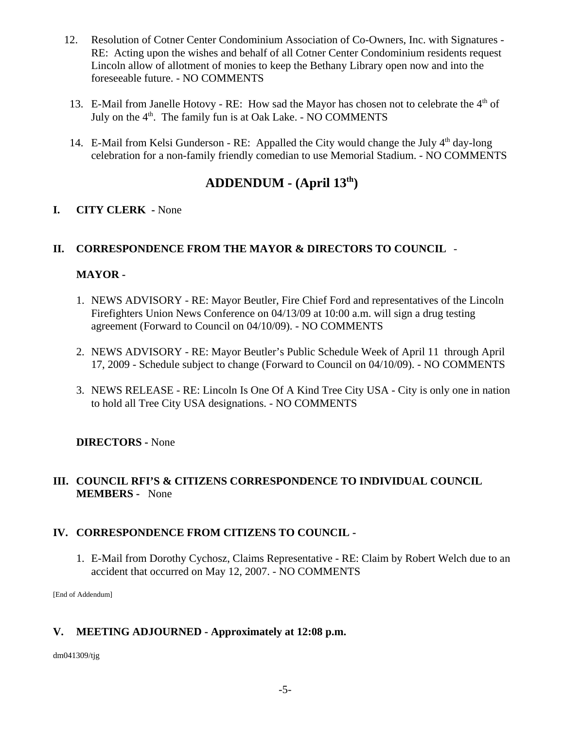12. Resolution of Cotner Center Condominium Association of Co-Owners, Inc. with Signatures - RE: Acting upon the wishes and behalf of all Cotner Center Condominium residents request Lincoln allow of allotment of monies to keep the Bethany Library open now and into the foreseeable future. - NO COMMENTS

13. E-Mail from Janelle Hotovy - RE: How sad the Mayor has chosen not to celebrate the 4th of July on the 4th. The family fun is at Oak Lake. - NO COMMENTS

14. E-Mail from Kelsi Gunderson - RE: Appalled the City would change the July 4th day-long celebration for a non-family friendly comedian to use Memorial Stadium. - NO COMMENTS

## ADDENDUM - (April 13th)

**I. CITY CLERK -** None

**II. CORRESPONDENCE FROM THE MAYOR & DIRECTORS TO COUNCIL** -

**MAYOR -**

1. NEWS ADVISORY - RE: Mayor Beutler, Fire Chief Ford and representatives of the Lincoln Firefighters Union News Conference on 04/13/09 at 10:00 a.m. will sign a drug testing agreement (Forward to Council on 04/10/09). - NO COMMENTS

2. NEWS ADVISORY - RE: Mayor Beutler's Public Schedule Week of April 11 through April 17, 2009 - Schedule subject to change (Forward to Council on 04/10/09). - NO COMMENTS

3. NEWS RELEASE - RE: Lincoln Is One Of A Kind Tree City USA - City is only one in nation to hold all Tree City USA designations. - NO COMMENTS

**DIRECTORS -** None

**III. COUNCIL RFI'S & CITIZENS CORRESPONDENCE TO INDIVIDUAL COUNCIL MEMBERS -** None

**IV. CORRESPONDENCE FROM CITIZENS TO COUNCIL -**

1. E-Mail from Dorothy Cychosz, Claims Representative - RE: Claim by Robert Welch due to an accident that occurred on May 12, 2007. - NO COMMENTS

[End of Addendum]

**V. MEETING ADJOURNED - Approximately at 12:08 p.m.**

dm041309/tjg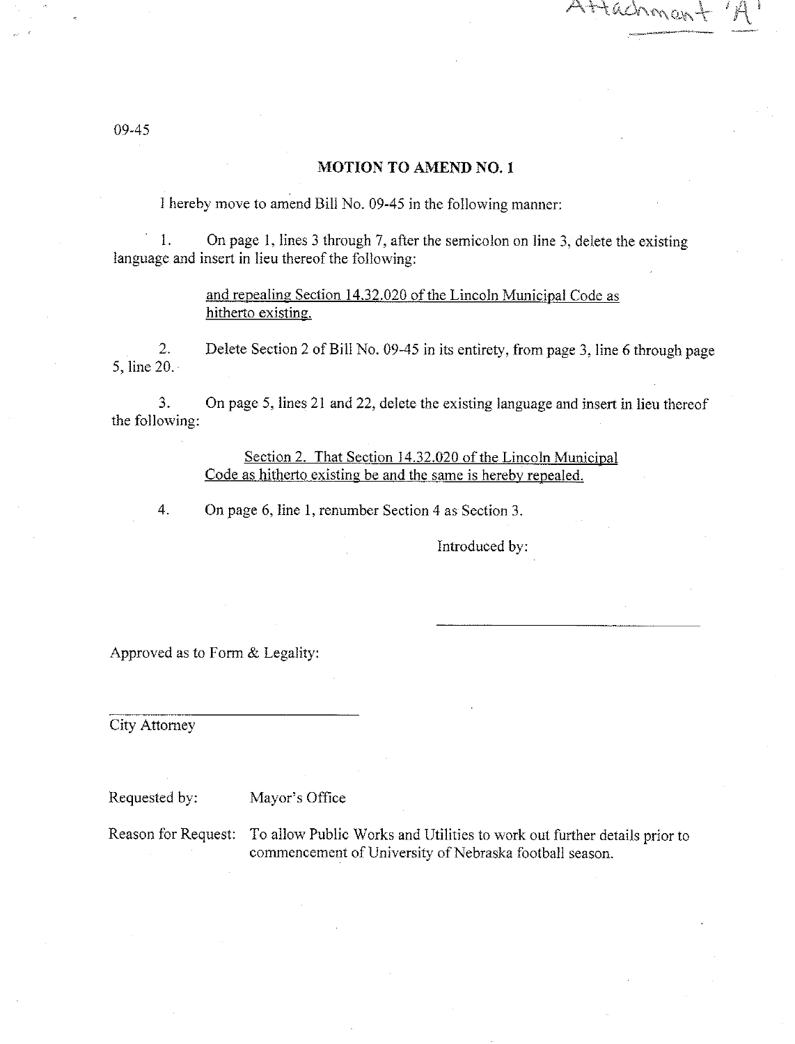Attachment 'A'

09-45

## MOTION TO AMEND NO. 1

I hereby move to amend Bill No. 09-45 in the following manner:

1. On page 1, lines 3 through 7, after the semicolon on line 3, delete the existing language and insert in lieu thereof the following:

   <u>and repealing Section 14.32.020 of the Lincoln Municipal Code as hitherto existing.</u>

2. Delete Section 2 of Bill No. 09-45 in its entirety, from page 3, line 6 through page 5, line 20.

3. On page 5, lines 21 and 22, delete the existing language and insert in lieu thereof the following:

   <u>Section 2. That Section 14.32.020 of the Lincoln Municipal Code as hitherto existing be and the same is hereby repealed.</u>

4. On page 6, line 1, renumber Section 4 as Section 3.

Introduced by:

\_\_\_\_\_\_\_\_\_\_\_\_\_\_\_\_\_\_\_\_\_\_\_\_\_\_\_\_\_\_

Approved as to Form & Legality:

\_\_\_\_\_\_\_\_\_\_\_\_\_\_\_\_\_\_\_\_\_\_\_\_\_\_\_\_\_\_

City Attorney

Requested by: Mayor's Office

Reason for Request: To allow Public Works and Utilities to work out further details prior to commencement of University of Nebraska football season.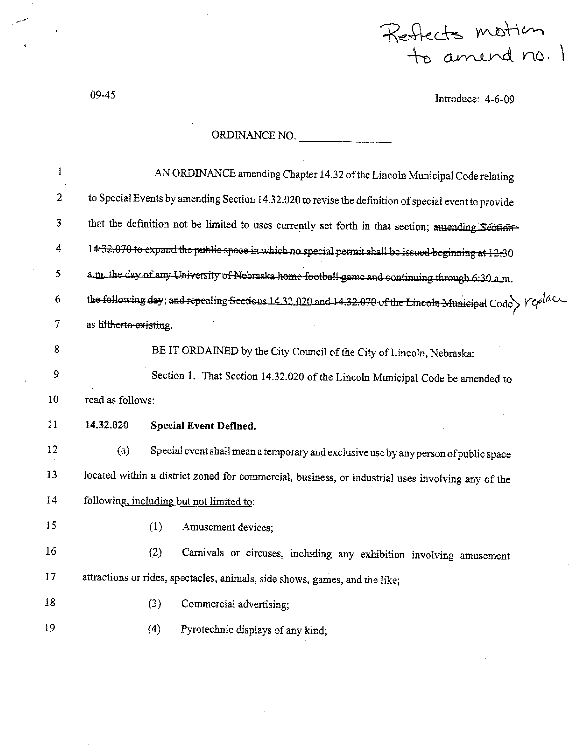Reflects motion to amend no. 1

09-45

Introduce: 4-6-09

ORDINANCE NO. ________________

1 AN ORDINANCE amending Chapter 14.32 of the Lincoln Municipal Code relating
2 to Special Events by amending Section 14.32.020 to revise the definition of special event to provide
3 that the definition not be limited to uses currently set forth in that section; ~~amending Section~~
4 ~~14.32.070 to expand the public space in which no special permit shall be issued beginning at 12:30~~
5 ~~a.m. the day of any University of Nebraska home football game and continuing through 6:30 a.m.~~
6 ~~the following day~~; ~~and repealing Sections 14.32.020 and 14.32.070 of the Lincoln Municipal~~ Code > replace
7 as ~~hitherto existing~~.

8 BE IT ORDAINED by the City Council of the City of Lincoln, Nebraska:

9 Section 1. That Section 14.32.020 of the Lincoln Municipal Code be amended to
10 read as follows:

11 **14.32.020 Special Event Defined.**

12 (a) Special event shall mean a temporary and exclusive use by any person of public space
13 located within a district zoned for commercial, business, or industrial uses involving any of the
14 following, including but not limited to:

15 (1) Amusement devices;

16 (2) Carnivals or circuses, including any exhibition involving amusement
17 attractions or rides, spectacles, animals, side shows, games, and the like;

18 (3) Commercial advertising;

19 (4) Pyrotechnic displays of any kind;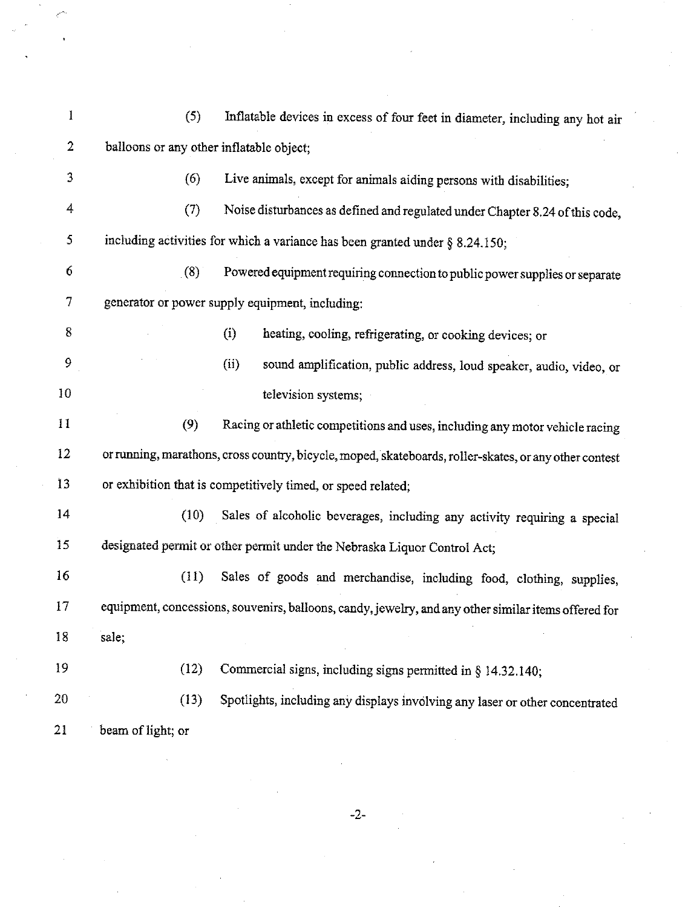(5) Inflatable devices in excess of four feet in diameter, including any hot air balloons or any other inflatable object;

(6) Live animals, except for animals aiding persons with disabilities;

(7) Noise disturbances as defined and regulated under Chapter 8.24 of this code, including activities for which a variance has been granted under § 8.24.150;

(8) Powered equipment requiring connection to public power supplies or separate generator or power supply equipment, including:

(i) heating, cooling, refrigerating, or cooking devices; or

(ii) sound amplification, public address, loud speaker, audio, video, or television systems;

(9) Racing or athletic competitions and uses, including any motor vehicle racing or running, marathons, cross country, bicycle, moped, skateboards, roller-skates, or any other contest or exhibition that is competitively timed, or speed related;

(10) Sales of alcoholic beverages, including any activity requiring a special designated permit or other permit under the Nebraska Liquor Control Act;

(11) Sales of goods and merchandise, including food, clothing, supplies, equipment, concessions, souvenirs, balloons, candy, jewelry, and any other similar items offered for sale;

(12) Commercial signs, including signs permitted in § 14.32.140;

(13) Spotlights, including any displays involving any laser or other concentrated beam of light; or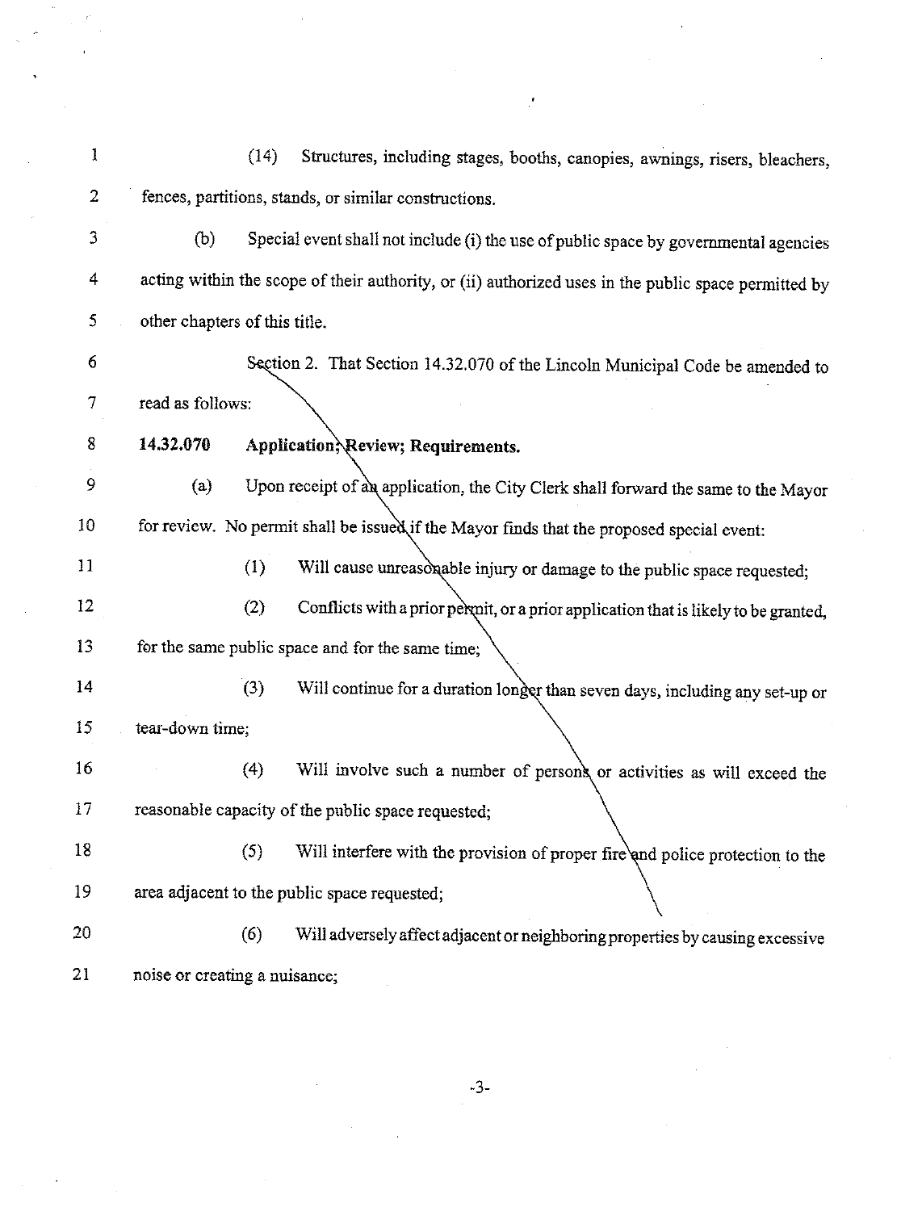(14) Structures, including stages, booths, canopies, awnings, risers, bleachers, fences, partitions, stands, or similar constructions.

(b) Special event shall not include (i) the use of public space by governmental agencies acting within the scope of their authority, or (ii) authorized uses in the public space permitted by other chapters of this title.

Section 2. That Section 14.32.070 of the Lincoln Municipal Code be amended to read as follows:

**14.32.070 Application; Review; Requirements.**

(a) Upon receipt of an application, the City Clerk shall forward the same to the Mayor for review. No permit shall be issued if the Mayor finds that the proposed special event:

(1) Will cause unreasonable injury or damage to the public space requested;

(2) Conflicts with a prior permit, or a prior application that is likely to be granted, for the same public space and for the same time;

(3) Will continue for a duration longer than seven days, including any set-up or tear-down time;

(4) Will involve such a number of persons or activities as will exceed the reasonable capacity of the public space requested;

(5) Will interfere with the provision of proper fire and police protection to the area adjacent to the public space requested;

(6) Will adversely affect adjacent or neighboring properties by causing excessive noise or creating a nuisance;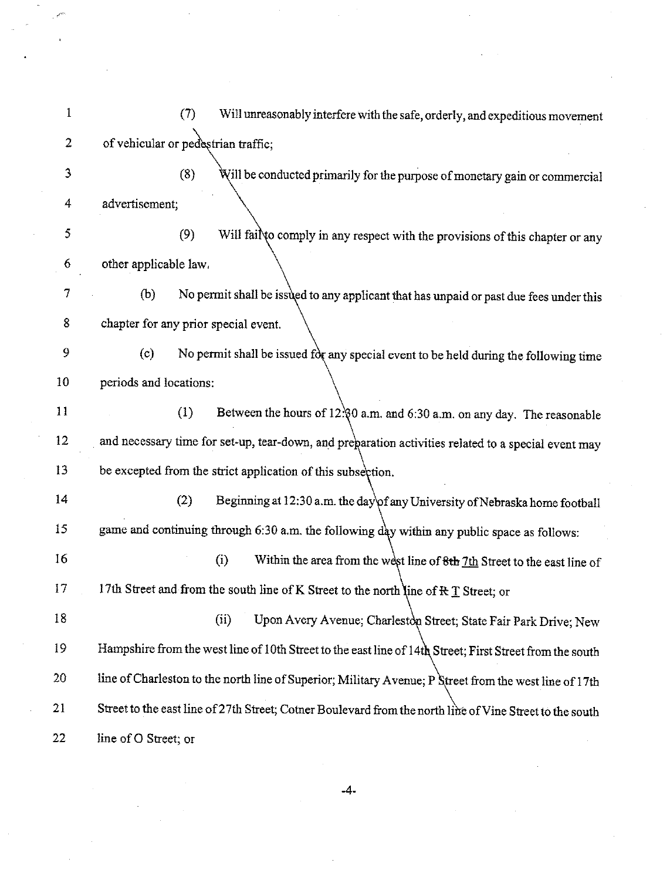(7) Will unreasonably interfere with the safe, orderly, and expeditious movement of vehicular or pedestrian traffic;

(8) Will be conducted primarily for the purpose of monetary gain or commercial advertisement;

(9) Will fail to comply in any respect with the provisions of this chapter or any other applicable law.

(b) No permit shall be issued to any applicant that has unpaid or past due fees under this chapter for any prior special event.

(c) No permit shall be issued for any special event to be held during the following time periods and locations:

(1) Between the hours of 12:30 a.m. and 6:30 a.m. on any day. The reasonable and necessary time for set-up, tear-down, and preparation activities related to a special event may be excepted from the strict application of this subsection.

(2) Beginning at 12:30 a.m. the day of any University of Nebraska home football game and continuing through 6:30 a.m. the following day within any public space as follows:

(i) Within the area from the west line of ~~8th~~ <u>7th</u> Street to the east line of 17th Street and from the south line of K Street to the north line of ~~R~~ <u>T</u> Street; or

(ii) Upon Avery Avenue; Charleston Street; State Fair Park Drive; New Hampshire from the west line of 10th Street to the east line of 14th Street; First Street from the south line of Charleston to the north line of Superior; Military Avenue; P Street from the west line of 17th Street to the east line of 27th Street; Cotner Boulevard from the north line of Vine Street to the south line of O Street; or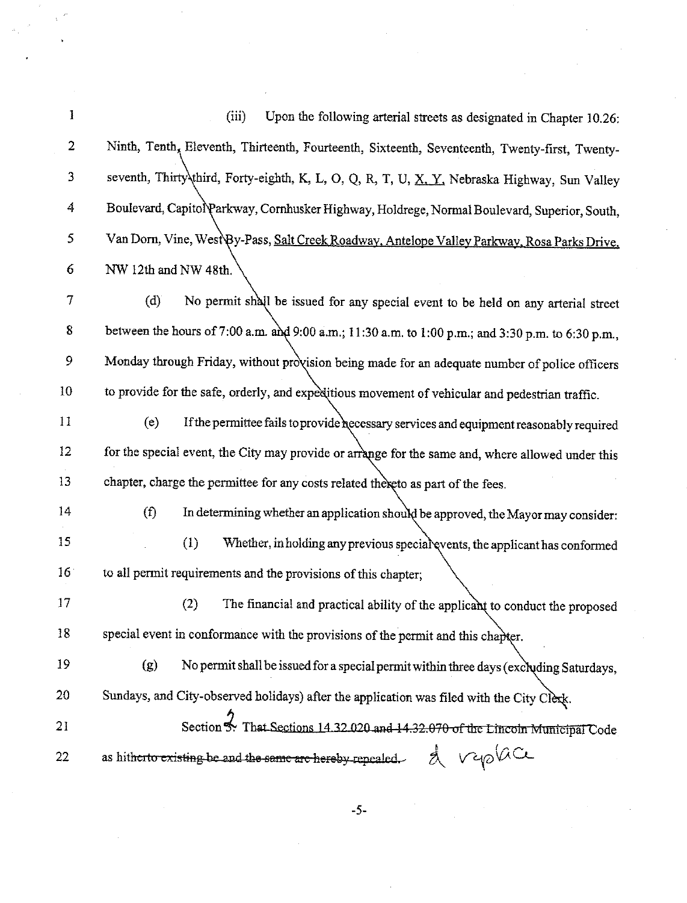(iii) Upon the following arterial streets as designated in Chapter 10.26: Ninth, Tenth, Eleventh, Thirteenth, Fourteenth, Sixteenth, Seventeenth, Twenty-first, Twenty-seventh, Thirty-third, Forty-eighth, K, L, O, Q, R, T, U, <u>X, Y,</u> Nebraska Highway, Sun Valley Boulevard, Capitol Parkway, Cornhusker Highway, Holdrege, Normal Boulevard, Superior, South, Van Dorn, Vine, West By-Pass, <u>Salt Creek Roadway, Antelope Valley Parkway, Rosa Parks Drive,</u> NW 12th and NW 48th.

(d) No permit shall be issued for any special event to be held on any arterial street between the hours of 7:00 a.m. and 9:00 a.m.; 11:30 a.m. to 1:00 p.m.; and 3:30 p.m. to 6:30 p.m., Monday through Friday, without provision being made for an adequate number of police officers to provide for the safe, orderly, and expeditious movement of vehicular and pedestrian traffic.

(e) If the permittee fails to provide necessary services and equipment reasonably required for the special event, the City may provide or arrange for the same and, where allowed under this chapter, charge the permittee for any costs related thereto as part of the fees.

(f) In determining whether an application should be approved, the Mayor may consider:

(1) Whether, in holding any previous special events, the applicant has conformed to all permit requirements and the provisions of this chapter;

(2) The financial and practical ability of the applicant to conduct the proposed special event in conformance with the provisions of the permit and this chapter.

(g) No permit shall be issued for a special permit within three days (excluding Saturdays, Sundays, and City-observed holidays) after the application was filed with the City Clerk.

Section ~~3~~ 2. ~~That Sections 14.32.020 and 14.32.070 of the Lincoln Municipal~~ Code as hit~~herto existing be and the same are hereby repealed.~~ & replace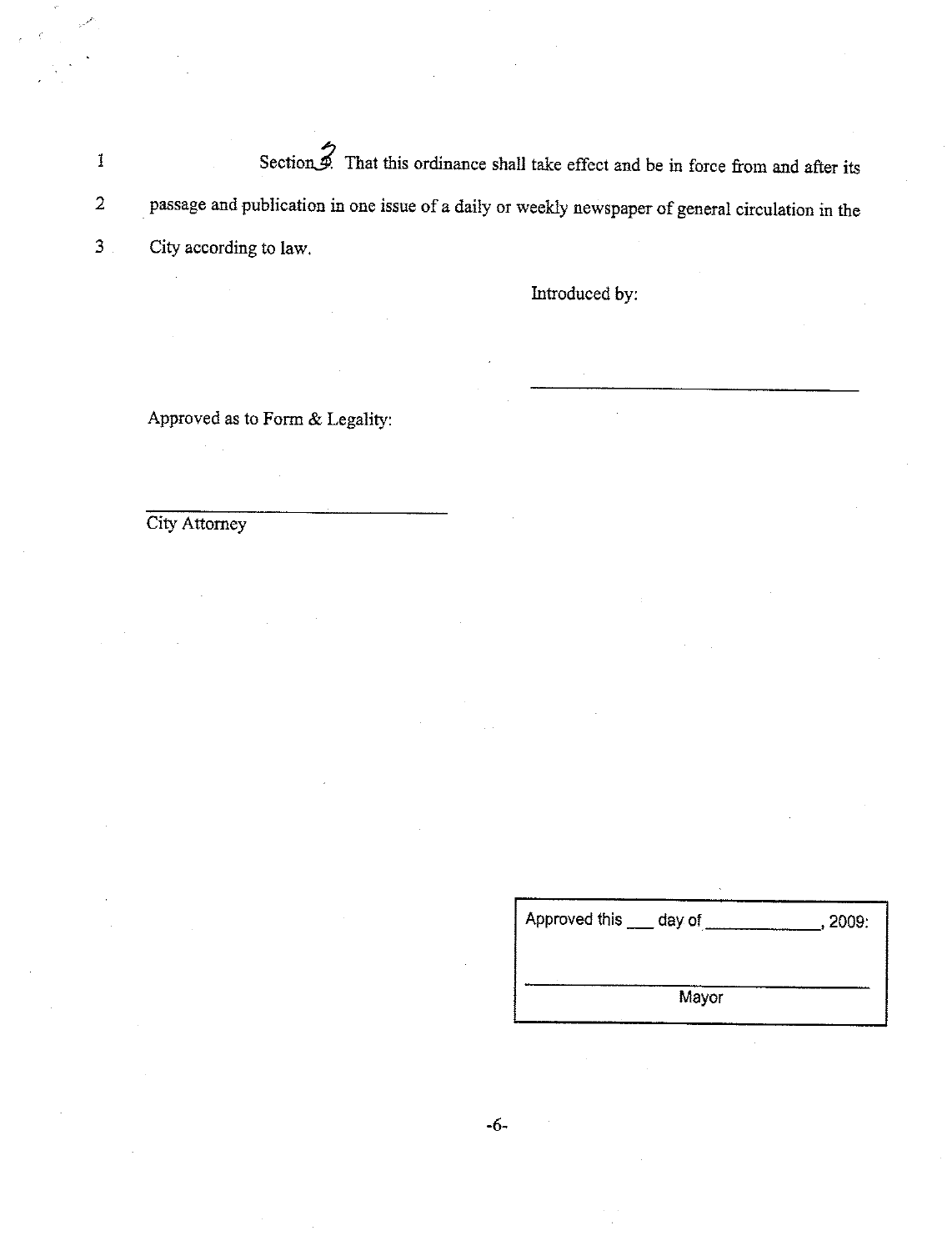Section 3. That this ordinance shall take effect and be in force from and after its passage and publication in one issue of a daily or weekly newspaper of general circulation in the City according to law.

Introduced by:

\_\_\_\_\_\_\_\_\_\_\_\_\_\_\_\_\_\_\_\_\_\_\_\_\_\_\_\_\_\_\_\_

Approved as to Form & Legality:

\_\_\_\_\_\_\_\_\_\_\_\_\_\_\_\_\_\_\_\_\_\_\_\_\_\_\_\_\_\_\_\_

City Attorney

Approved this \_\_\_ day of \_\_\_\_\_\_\_\_\_\_\_\_, 2009:

\_\_\_\_\_\_\_\_\_\_\_\_\_\_\_\_\_\_\_\_\_\_\_\_\_\_\_\_\_\_\_\_

Mayor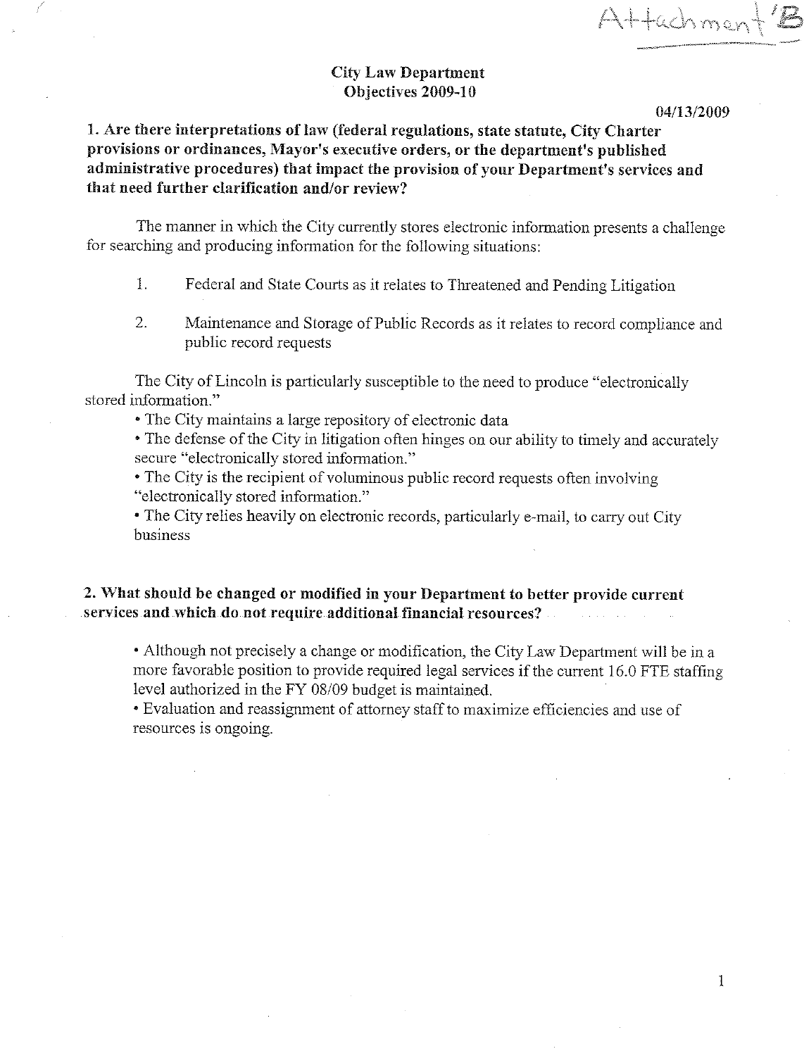Attachment 'B

# City Law Department
## Objectives 2009-10

04/13/2009

**1. Are there interpretations of law (federal regulations, state statute, City Charter provisions or ordinances, Mayor's executive orders, or the department's published administrative procedures) that impact the provision of your Department's services and that need further clarification and/or review?**

The manner in which the City currently stores electronic information presents a challenge for searching and producing information for the following situations:

1. Federal and State Courts as it relates to Threatened and Pending Litigation

2. Maintenance and Storage of Public Records as it relates to record compliance and public record requests

The City of Lincoln is particularly susceptible to the need to produce "electronically stored information."

- The City maintains a large repository of electronic data
- The defense of the City in litigation often hinges on our ability to timely and accurately secure "electronically stored information."
- The City is the recipient of voluminous public record requests often involving "electronically stored information."
- The City relies heavily on electronic records, particularly e-mail, to carry out City business

**2. What should be changed or modified in your Department to better provide current services and which do not require additional financial resources?**

- Although not precisely a change or modification, the City Law Department will be in a more favorable position to provide required legal services if the current 16.0 FTE staffing level authorized in the FY 08/09 budget is maintained.
- Evaluation and reassignment of attorney staff to maximize efficiencies and use of resources is ongoing.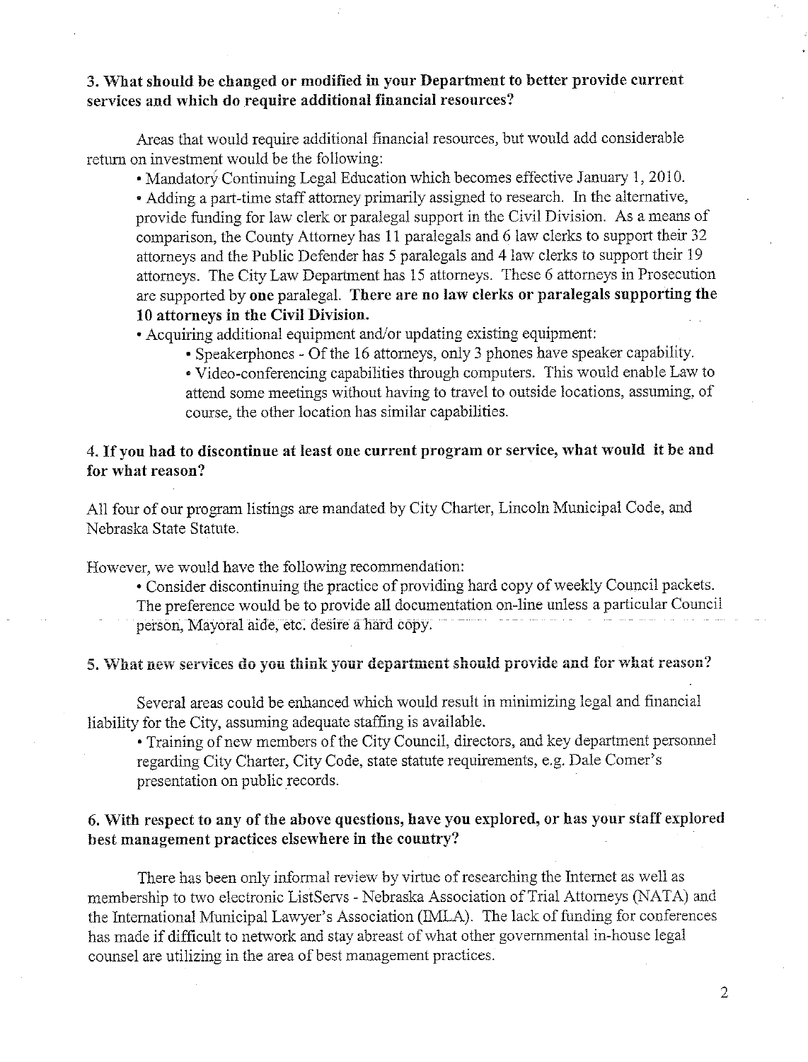### 3. What should be changed or modified in your Department to better provide current services and which do require additional financial resources?

Areas that would require additional financial resources, but would add considerable return on investment would be the following:

- Mandatory Continuing Legal Education which becomes effective January 1, 2010.
- Adding a part-time staff attorney primarily assigned to research. In the alternative, provide funding for law clerk or paralegal support in the Civil Division. As a means of comparison, the County Attorney has 11 paralegals and 6 law clerks to support their 32 attorneys and the Public Defender has 5 paralegals and 4 law clerks to support their 19 attorneys. The City Law Department has 15 attorneys. These 6 attorneys in Prosecution are supported by **one** paralegal. **There are no law clerks or paralegals supporting the 10 attorneys in the Civil Division.**
- Acquiring additional equipment and/or updating existing equipment:
  - Speakerphones - Of the 16 attorneys, only 3 phones have speaker capability.
  - Video-conferencing capabilities through computers. This would enable Law to attend some meetings without having to travel to outside locations, assuming, of course, the other location has similar capabilities.

### 4. If you had to discontinue at least one current program or service, what would it be and for what reason?

All four of our program listings are mandated by City Charter, Lincoln Municipal Code, and Nebraska State Statute.

However, we would have the following recommendation:

- Consider discontinuing the practice of providing hard copy of weekly Council packets. The preference would be to provide all documentation on-line unless a particular Council person, Mayoral aide, etc. desire a hard copy.

### 5. What new services do you think your department should provide and for what reason?

Several areas could be enhanced which would result in minimizing legal and financial liability for the City, assuming adequate staffing is available.

- Training of new members of the City Council, directors, and key department personnel regarding City Charter, City Code, state statute requirements, e.g. Dale Comer's presentation on public records.

### 6. With respect to any of the above questions, have you explored, or has your staff explored best management practices elsewhere in the country?

There has been only informal review by virtue of researching the Internet as well as membership to two electronic ListServs - Nebraska Association of Trial Attorneys (NATA) and the International Municipal Lawyer's Association (IMLA). The lack of funding for conferences has made if difficult to network and stay abreast of what other governmental in-house legal counsel are utilizing in the area of best management practices.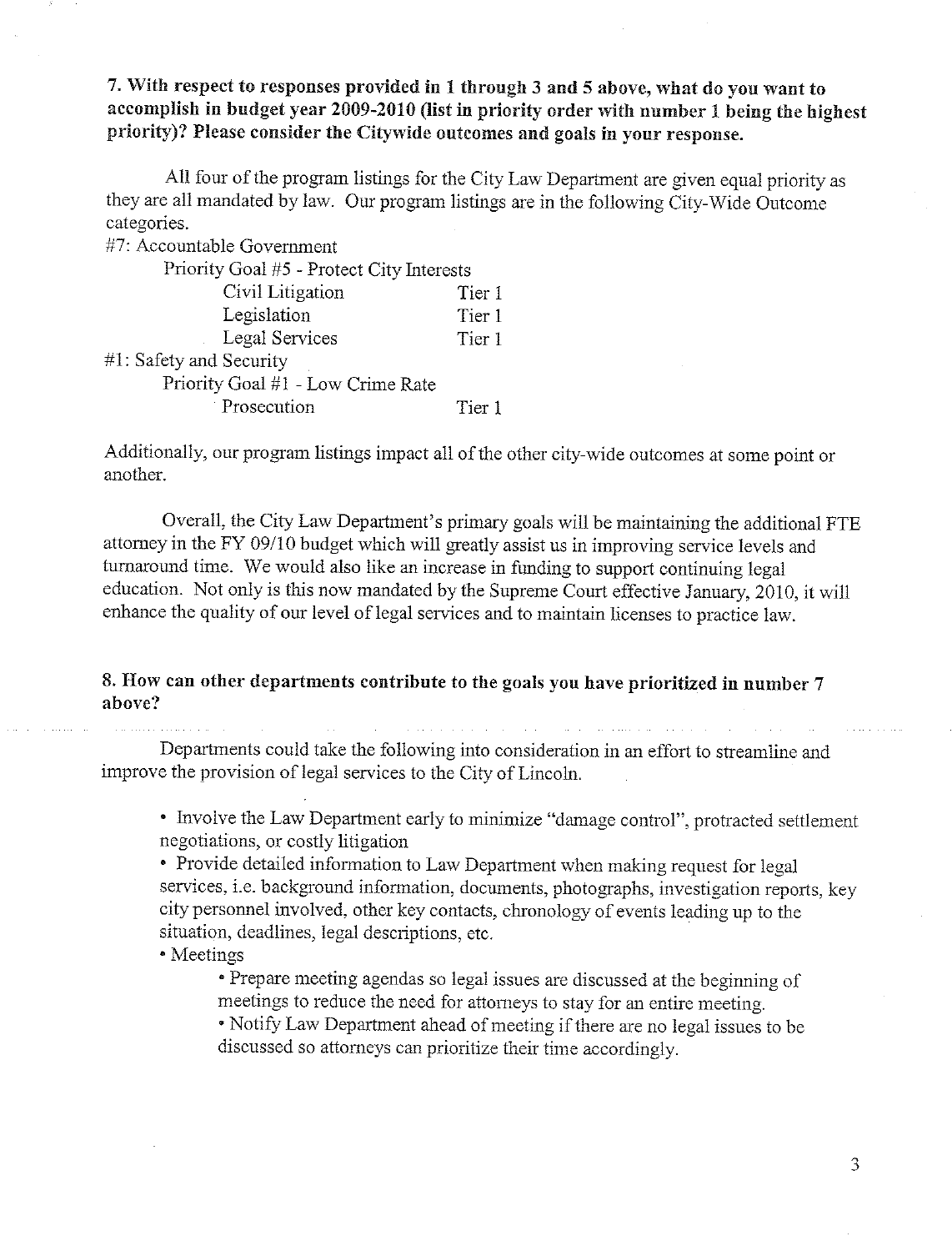**7. With respect to responses provided in 1 through 3 and 5 above, what do you want to accomplish in budget year 2009-2010 (list in priority order with number 1 being the highest priority)? Please consider the Citywide outcomes and goals in your response.**

All four of the program listings for the City Law Department are given equal priority as they are all mandated by law. Our program listings are in the following City-Wide Outcome categories.

#7: Accountable Government
- Priority Goal #5 - Protect City Interests
  - Civil Litigation — Tier 1
  - Legislation — Tier 1
  - Legal Services — Tier 1

#1: Safety and Security
- Priority Goal #1 - Low Crime Rate
  - Prosecution — Tier 1

Additionally, our program listings impact all of the other city-wide outcomes at some point or another.

Overall, the City Law Department's primary goals will be maintaining the additional FTE attorney in the FY 09/10 budget which will greatly assist us in improving service levels and turnaround time. We would also like an increase in funding to support continuing legal education. Not only is this now mandated by the Supreme Court effective January, 2010, it will enhance the quality of our level of legal services and to maintain licenses to practice law.

**8. How can other departments contribute to the goals you have prioritized in number 7 above?**

Departments could take the following into consideration in an effort to streamline and improve the provision of legal services to the City of Lincoln.

- Involve the Law Department early to minimize "damage control", protracted settlement negotiations, or costly litigation
- Provide detailed information to Law Department when making request for legal services, i.e. background information, documents, photographs, investigation reports, key city personnel involved, other key contacts, chronology of events leading up to the situation, deadlines, legal descriptions, etc.
- Meetings
  - Prepare meeting agendas so legal issues are discussed at the beginning of meetings to reduce the need for attorneys to stay for an entire meeting.
  - Notify Law Department ahead of meeting if there are no legal issues to be discussed so attorneys can prioritize their time accordingly.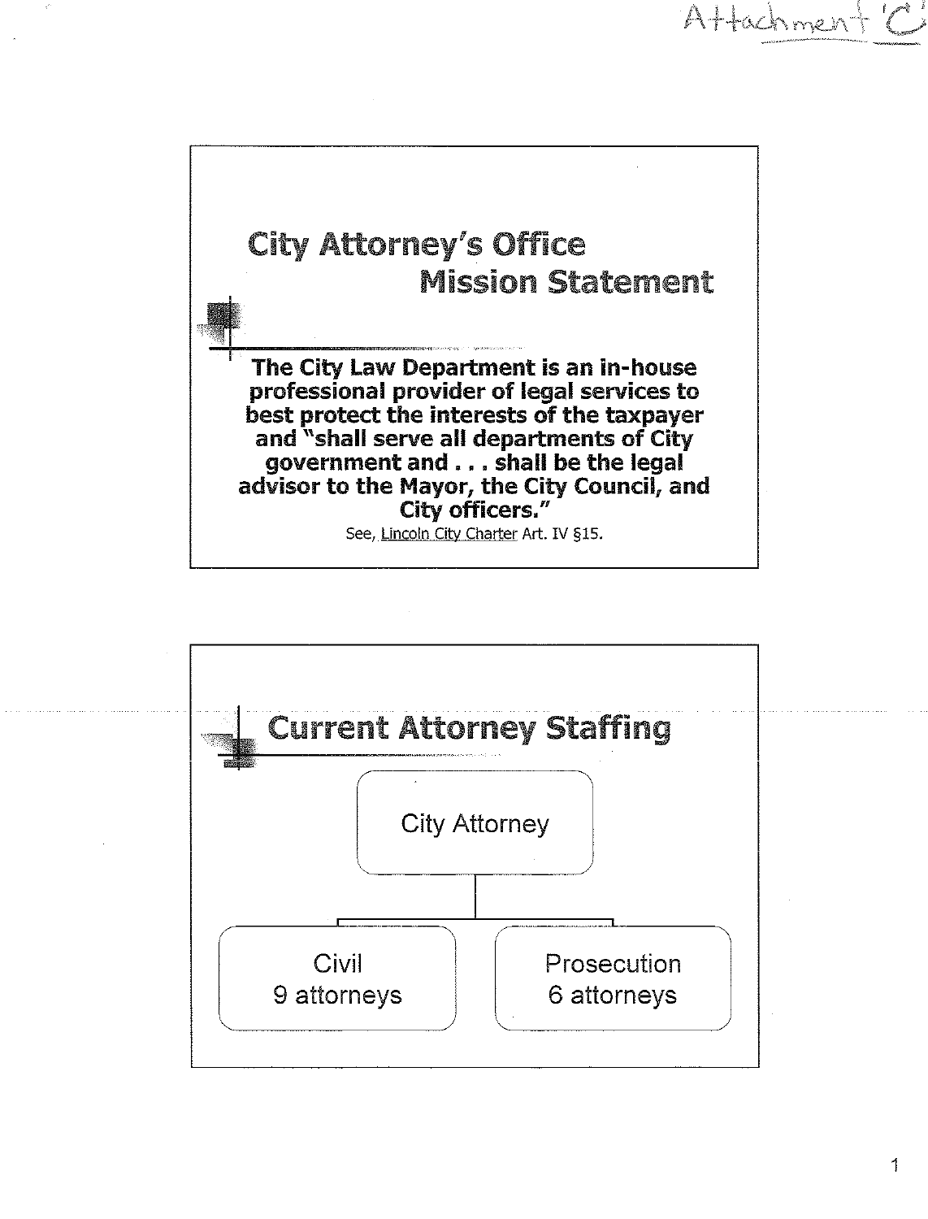Attachment 'C'

## City Attorney's Office Mission Statement

**The City Law Department is an in-house professional provider of legal services to best protect the interests of the taxpayer and "shall serve all departments of City government and . . . shall be the legal advisor to the Mayor, the City Council, and City officers."**

See, Lincoln City Charter Art. IV §15.

## Current Attorney Staffing

City Attorney

- Civil
  9 attorneys
- Prosecution
  6 attorneys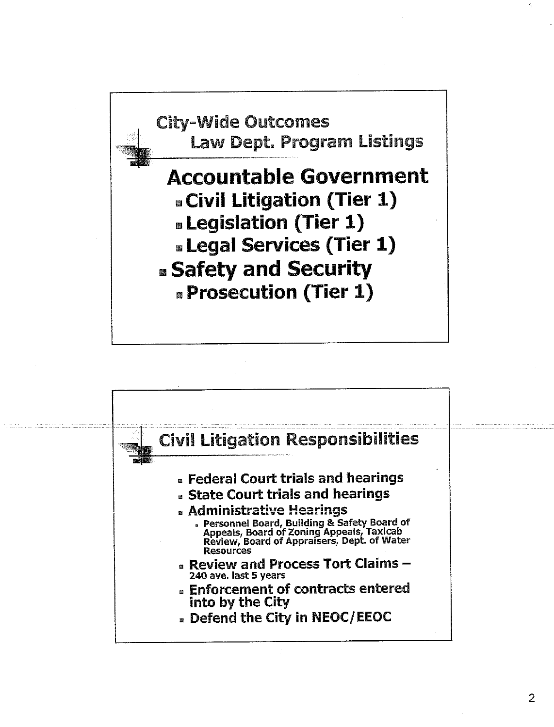## City-Wide Outcomes
### Law Dept. Program Listings

**Accountable Government**

- **Civil Litigation (Tier 1)**
- **Legislation (Tier 1)**
- **Legal Services (Tier 1)**

- **Safety and Security**
  - **Prosecution (Tier 1)**

## Civil Litigation Responsibilities

- Federal Court trials and hearings
- State Court trials and hearings
- Administrative Hearings
  - Personnel Board, Building & Safety Board of Appeals, Board of Zoning Appeals, Taxicab Review, Board of Appraisers, Dept. of Water Resources
- Review and Process Tort Claims – 240 ave. last 5 years
- Enforcement of contracts entered into by the City
- Defend the City in NEOC/EEOC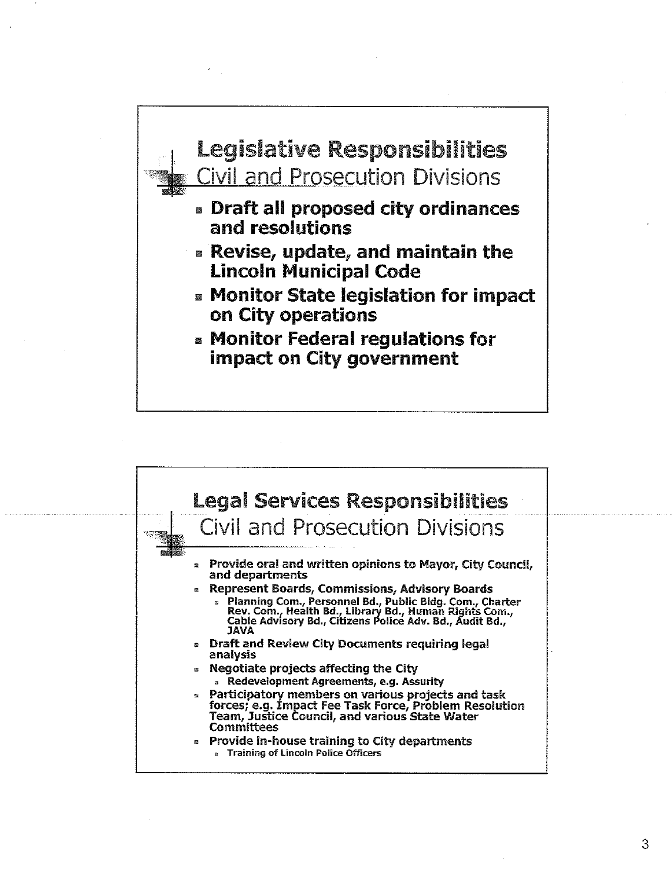## Legislative Responsibilities
### Civil and Prosecution Divisions

- **Draft all proposed city ordinances and resolutions**
- **Revise, update, and maintain the Lincoln Municipal Code**
- **Monitor State legislation for impact on City operations**
- **Monitor Federal regulations for impact on City government**

## Legal Services Responsibilities
### Civil and Prosecution Divisions

- **Provide oral and written opinions to Mayor, City Council, and departments**
- **Represent Boards, Commissions, Advisory Boards**
  - **Planning Com., Personnel Bd., Public Bldg. Com., Charter Rev. Com., Health Bd., Library Bd., Human Rights Com., Cable Advisory Bd., Citizens Police Adv. Bd., Audit Bd., JAVA**
- **Draft and Review City Documents requiring legal analysis**
- **Negotiate projects affecting the City**
  - **Redevelopment Agreements, e.g. Assurity**
- **Participatory members on various projects and task forces; e.g. Impact Fee Task Force, Problem Resolution Team, Justice Council, and various State Water Committees**
- **Provide in-house training to City departments**
  - **Training of Lincoln Police Officers**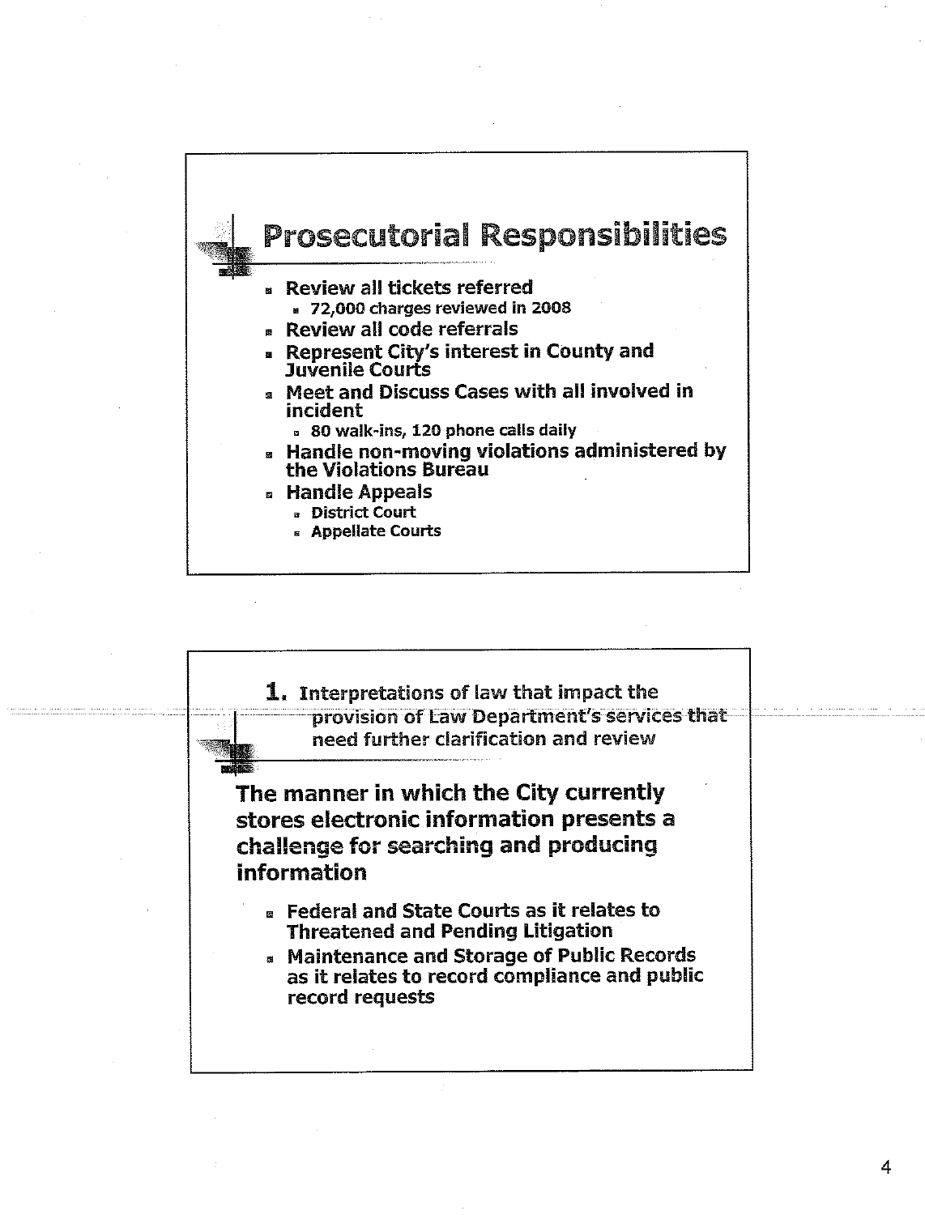## Prosecutorial Responsibilities

- Review all tickets referred
  - 72,000 charges reviewed in 2008
- Review all code referrals
- Represent City's interest in County and Juvenile Courts
- Meet and Discuss Cases with all involved in incident
  - 80 walk-ins, 120 phone calls daily
- Handle non-moving violations administered by the Violations Bureau
- Handle Appeals
  - District Court
  - Appellate Courts

## 1. Interpretations of law that impact the provision of Law Department's services that need further clarification and review

**The manner in which the City currently stores electronic information presents a challenge for searching and producing information**

- Federal and State Courts as it relates to Threatened and Pending Litigation
- Maintenance and Storage of Public Records as it relates to record compliance and public record requests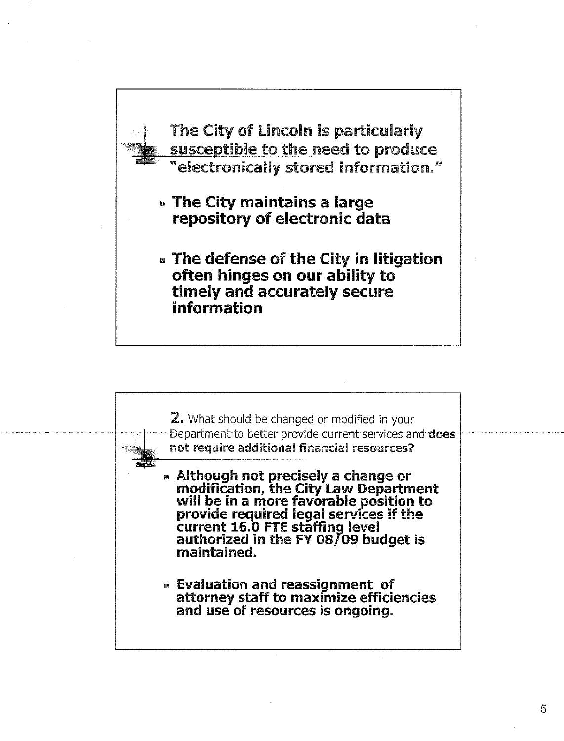## The City of Lincoln is particularly susceptible to the need to produce "electronically stored information."

- **The City maintains a large repository of electronic data**
- **The defense of the City in litigation often hinges on our ability to timely and accurately secure information**

## 2. What should be changed or modified in your Department to better provide current services and **does not require additional financial resources?**

- **Although not precisely a change or modification, the City Law Department will be in a more favorable position to provide required legal services if the current 16.0 FTE staffing level authorized in the FY 08/09 budget is maintained.**
- **Evaluation and reassignment of attorney staff to maximize efficiencies and use of resources is ongoing.**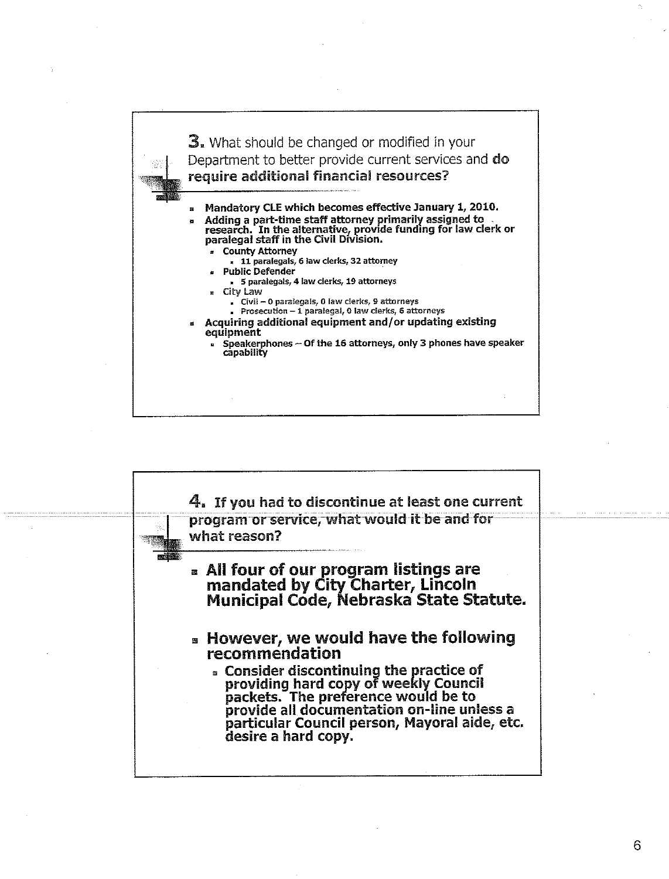## **3.** What should be changed or modified in your Department to better provide current services and **do require additional financial resources?**

- **Mandatory CLE which becomes effective January 1, 2010.**
- **Adding a part-time staff attorney primarily assigned to research. In the alternative, provide funding for law clerk or paralegal staff in the Civil Division.**
  - **County Attorney**
    - **11 paralegals, 6 law clerks, 32 attorney**
  - **Public Defender**
    - **5 paralegals, 4 law clerks, 19 attorneys**
  - City Law
    - Civil – 0 paralegals, 0 law clerks, 9 attorneys
    - Prosecution – 1 paralegal, 0 law clerks, 6 attorneys
- **Acquiring additional equipment and/or updating existing equipment**
  - **Speakerphones – Of the 16 attorneys, only 3 phones have speaker capability**

## **4. If you had to discontinue at least one current program or service, what would it be and for what reason?**

- **All four of our program listings are mandated by City Charter, Lincoln Municipal Code, Nebraska State Statute.**
- **However, we would have the following recommendation**
  - **Consider discontinuing the practice of providing hard copy of weekly Council packets. The preference would be to provide all documentation on-line unless a particular Council person, Mayoral aide, etc. desire a hard copy.**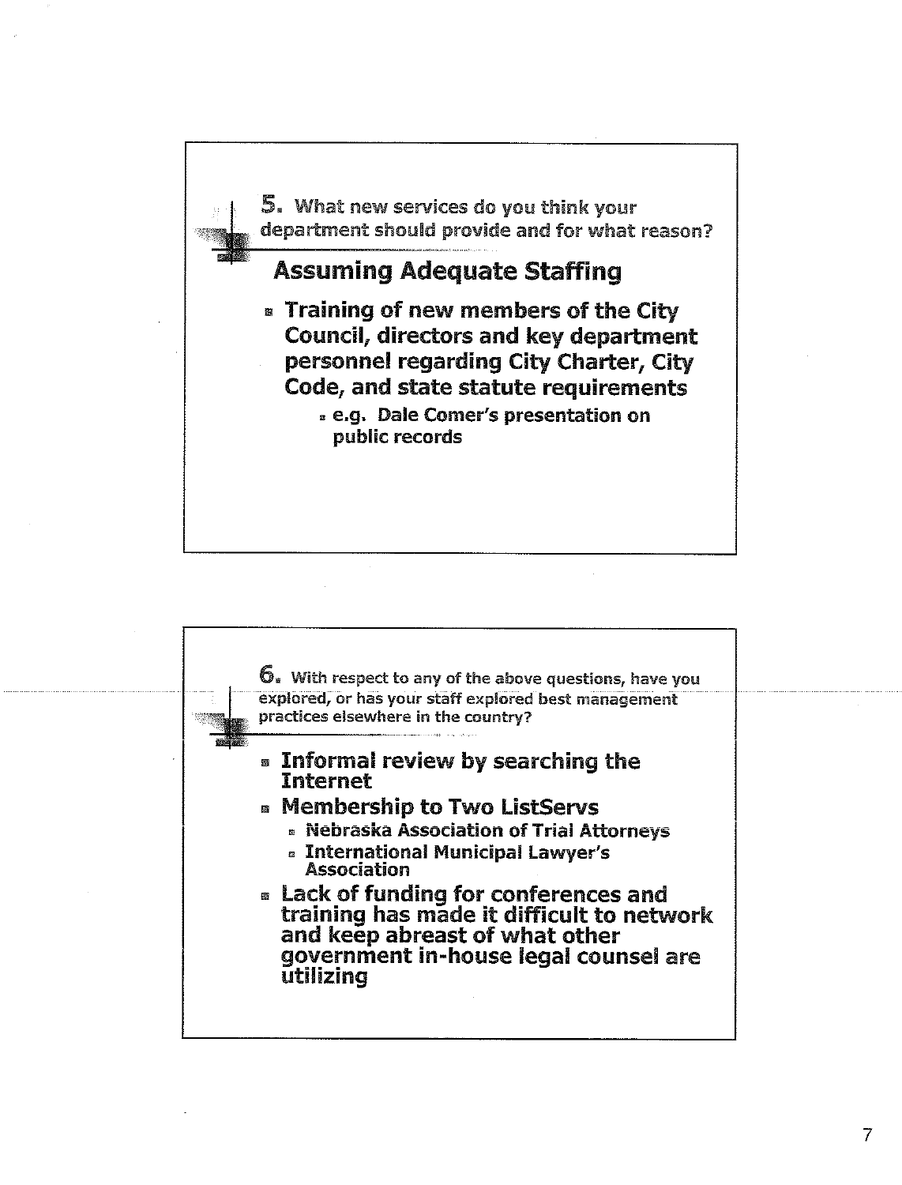**5.** What new services do you think your department should provide and for what reason?

## Assuming Adequate Staffing

- **Training of new members of the City Council, directors and key department personnel regarding City Charter, City Code, and state statute requirements**
  - **e.g. Dale Comer's presentation on public records**

**6.** With respect to any of the above questions, have you explored, or has your staff explored best management practices elsewhere in the country?

- **Informal review by searching the Internet**
- **Membership to Two ListServs**
  - **Nebraska Association of Trial Attorneys**
  - **International Municipal Lawyer's Association**
- **Lack of funding for conferences and training has made it difficult to network and keep abreast of what other government in-house legal counsel are utilizing**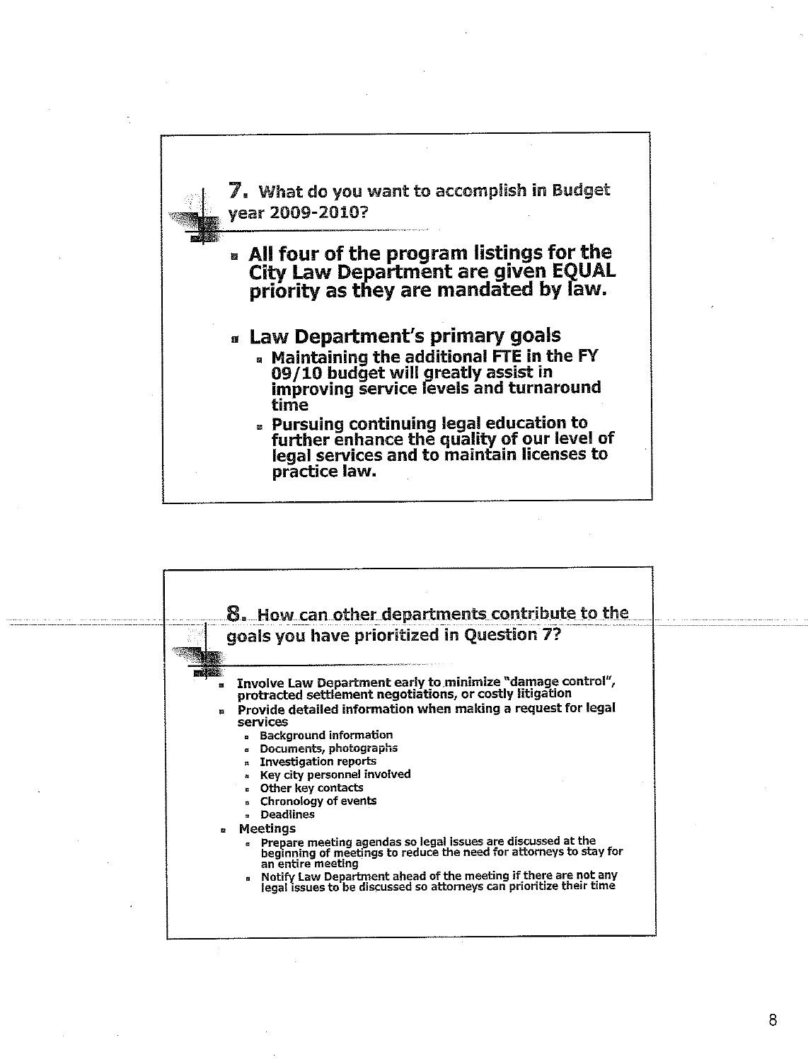## 7. What do you want to accomplish in Budget year 2009-2010?

- **All four of the program listings for the City Law Department are given EQUAL priority as they are mandated by law.**
- **Law Department's primary goals**
  - **Maintaining the additional FTE in the FY 09/10 budget will greatly assist in improving service levels and turnaround time**
  - **Pursuing continuing legal education to further enhance the quality of our level of legal services and to maintain licenses to practice law.**

## 8. How can other departments contribute to the goals you have prioritized in Question 7?

- Involve Law Department early to minimize "damage control", protracted settlement negotiations, or costly litigation
- Provide detailed information when making a request for legal services
  - Background information
  - Documents, photographs
  - Investigation reports
  - Key city personnel involved
  - Other key contacts
  - Chronology of events
  - Deadlines
- Meetings
  - Prepare meeting agendas so legal issues are discussed at the beginning of meetings to reduce the need for attorneys to stay for an entire meeting
  - Notify Law Department ahead of the meeting if there are not any legal issues to be discussed so attorneys can prioritize their time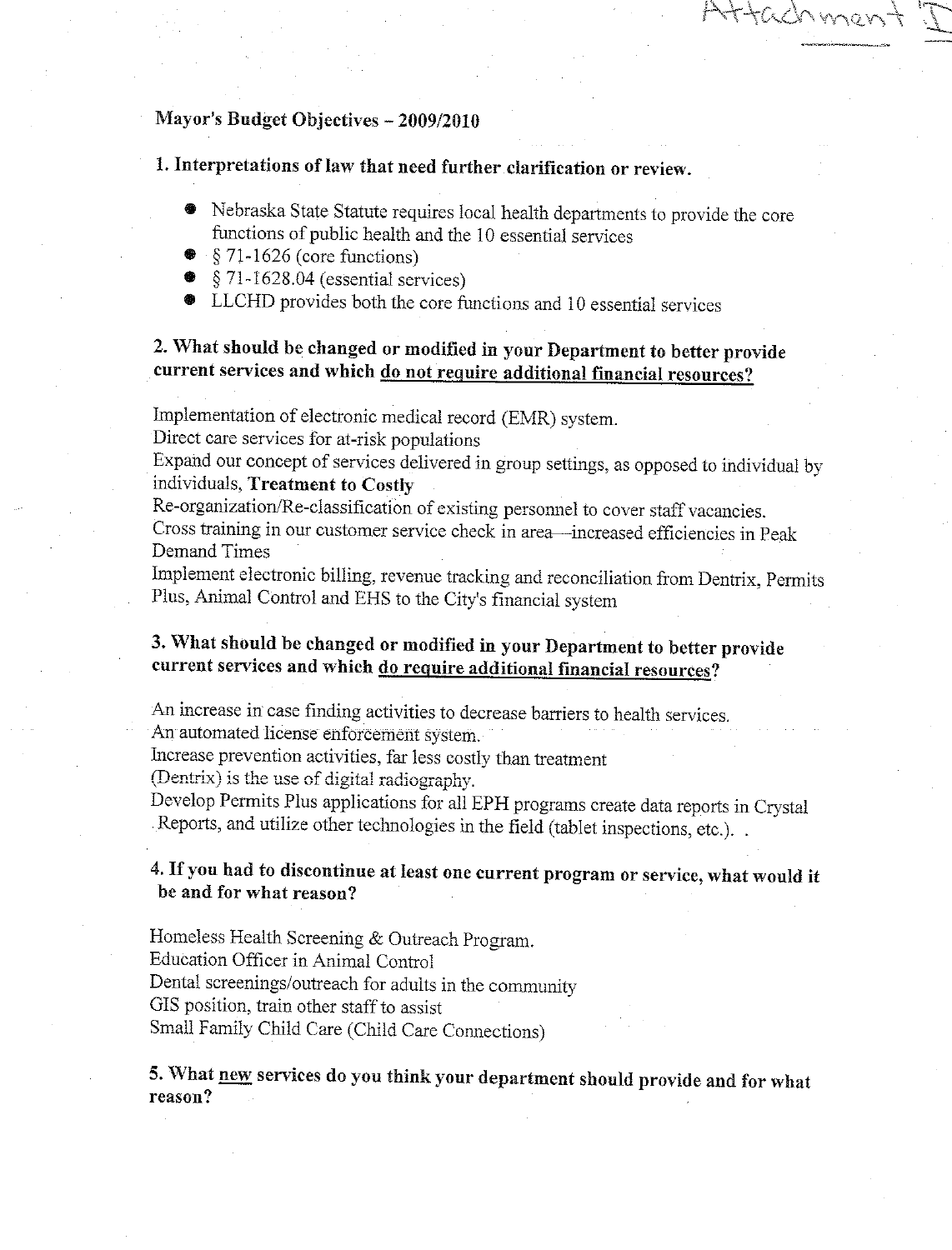Attachment I

**Mayor's Budget Objectives – 2009/2010**

**1. Interpretations of law that need further clarification or review.**

- Nebraska State Statute requires local health departments to provide the core functions of public health and the 10 essential services
- § 71-1626 (core functions)
- § 71-1628.04 (essential services)
- LLCHD provides both the core functions and 10 essential services

**2. What should be changed or modified in your Department to better provide current services and which <u>do not require additional financial resources</u>?**

Implementation of electronic medical record (EMR) system.
Direct care services for at-risk populations
Expand our concept of services delivered in group settings, as opposed to individual by individuals, **Treatment to Costly**
Re-organization/Re-classification of existing personnel to cover staff vacancies.
Cross training in our customer service check in area—increased efficiencies in Peak Demand Times
Implement electronic billing, revenue tracking and reconciliation from Dentrix, Permits Plus, Animal Control and EHS to the City's financial system

**3. What should be changed or modified in your Department to better provide current services and which <u>do require additional financial resources</u>?**

An increase in case finding activities to decrease barriers to health services.
An automated license enforcement system.
Increase prevention activities, far less costly than treatment
(Dentrix) is the use of digital radiography.
Develop Permits Plus applications for all EPH programs create data reports in Crystal Reports, and utilize other technologies in the field (tablet inspections, etc.). .

**4. If you had to discontinue at least one current program or service, what would it be and for what reason?**

Homeless Health Screening & Outreach Program.
Education Officer in Animal Control
Dental screenings/outreach for adults in the community
GIS position, train other staff to assist
Small Family Child Care (Child Care Connections)

**5. What <u>new</u> services do you think your department should provide and for what reason?**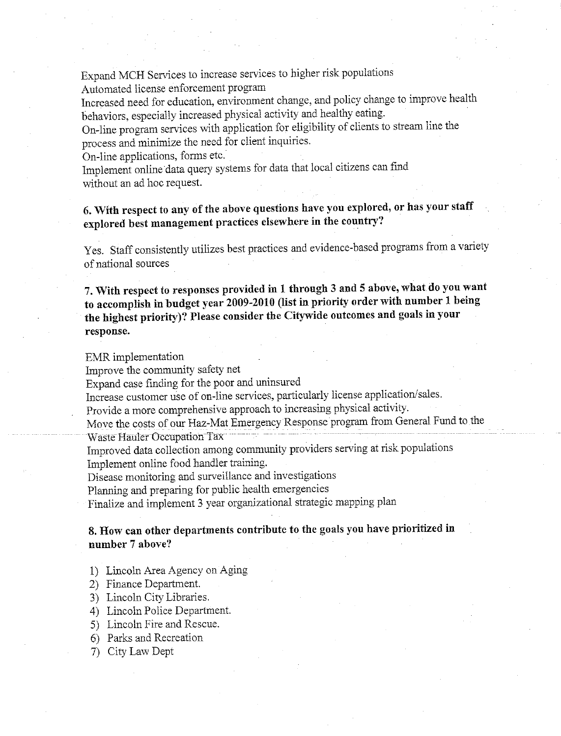Expand MCH Services to increase services to higher risk populations
Automated license enforcement program
Increased need for education, environment change, and policy change to improve health behaviors, especially increased physical activity and healthy eating.
On-line program services with application for eligibility of clients to stream line the process and minimize the need for client inquiries.
On-line applications, forms etc.
Implement online data query systems for data that local citizens can find without an ad hoc request.

**6. With respect to any of the above questions have you explored, or has your staff explored best management practices elsewhere in the country?**

Yes. Staff consistently utilizes best practices and evidence-based programs from a variety of national sources

**7. With respect to responses provided in 1 through 3 and 5 above, what do you want to accomplish in budget year 2009-2010 (list in priority order with number 1 being the highest priority)? Please consider the Citywide outcomes and goals in your response.**

EMR implementation
Improve the community safety net
Expand case finding for the poor and uninsured
Increase customer use of on-line services, particularly license application/sales.
Provide a more comprehensive approach to increasing physical activity.
Move the costs of our Haz-Mat Emergency Response program from General Fund to the Waste Hauler Occupation Tax
Improved data collection among community providers serving at risk populations
Implement online food handler training.
Disease monitoring and surveillance and investigations
Planning and preparing for public health emergencies
Finalize and implement 3 year organizational strategic mapping plan

**8. How can other departments contribute to the goals you have prioritized in number 7 above?**

1) Lincoln Area Agency on Aging
2) Finance Department.
3) Lincoln City Libraries.
4) Lincoln Police Department.
5) Lincoln Fire and Rescue.
6) Parks and Recreation
7) City Law Dept